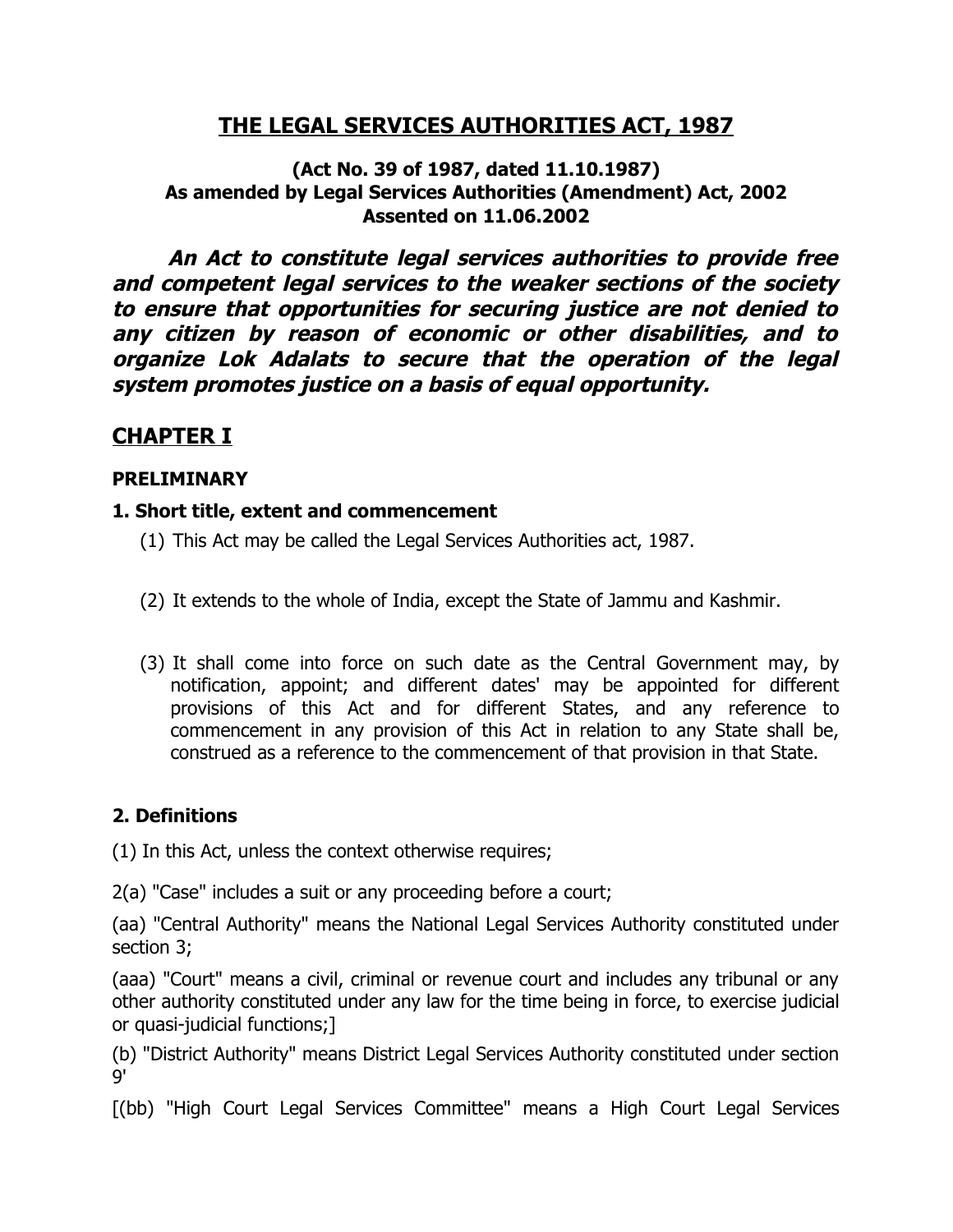# THE LEGAL SERVICES AUTHORITIES ACT, 1987

**(Act No. 39 of 1987, dated 11.10.1987)**
**As amended by Legal Services Authorities (Amendment) Act, 2002**
**Assented on 11.06.2002**

***An Act to constitute legal services authorities to provide free and competent legal services to the weaker sections of the society to ensure that opportunities for securing justice are not denied to any citizen by reason of economic or other disabilities, and to organize Lok Adalats to secure that the operation of the legal system promotes justice on a basis of equal opportunity.***

## CHAPTER I

### PRELIMINARY

### 1. Short title, extent and commencement

(1) This Act may be called the Legal Services Authorities act, 1987.

(2) It extends to the whole of India, except the State of Jammu and Kashmir.

(3) It shall come into force on such date as the Central Government may, by notification, appoint; and different dates' may be appointed for different provisions of this Act and for different States, and any reference to commencement in any provision of this Act in relation to any State shall be, construed as a reference to the commencement of that provision in that State.

### 2. Definitions

(1) In this Act, unless the context otherwise requires;

2(a) "Case" includes a suit or any proceeding before a court;

(aa) "Central Authority" means the National Legal Services Authority constituted under section 3;

(aaa) "Court" means a civil, criminal or revenue court and includes any tribunal or any other authority constituted under any law for the time being in force, to exercise judicial or quasi-judicial functions;]

(b) "District Authority" means District Legal Services Authority constituted under section 9'

[(bb) "High Court Legal Services Committee" means a High Court Legal Services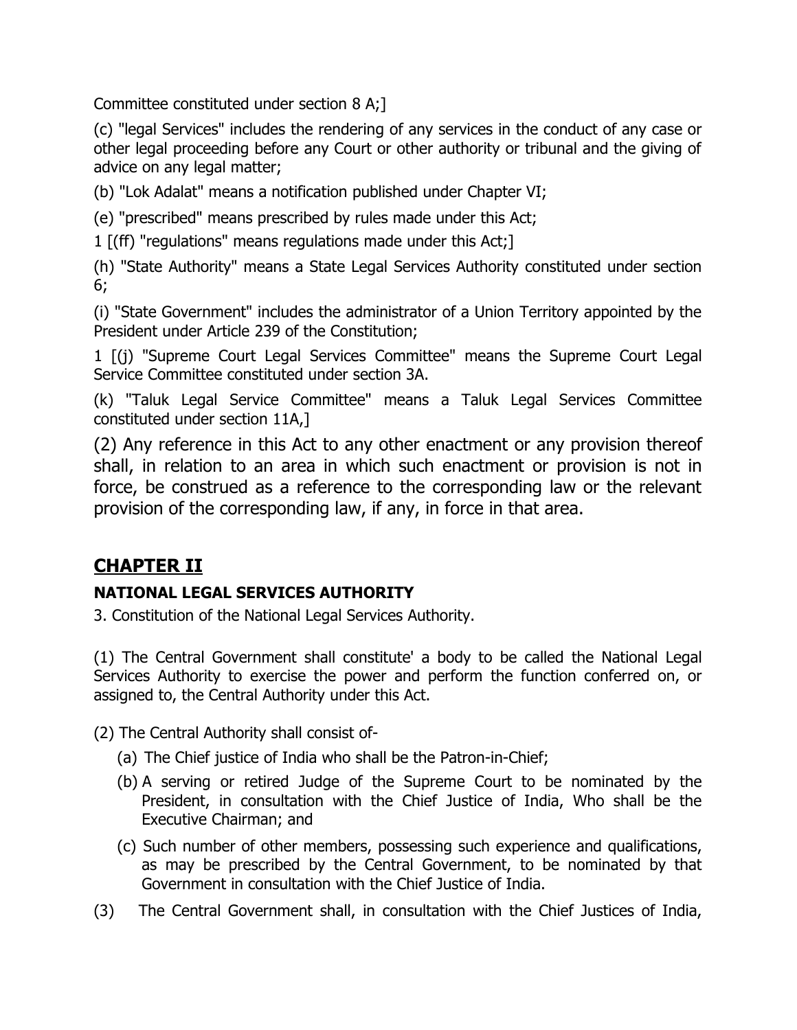Committee constituted under section 8 A;]

(c) "legal Services" includes the rendering of any services in the conduct of any case or other legal proceeding before any Court or other authority or tribunal and the giving of advice on any legal matter;

(b) "Lok Adalat" means a notification published under Chapter VI;

(e) "prescribed" means prescribed by rules made under this Act;

1 [(ff) "regulations" means regulations made under this Act;]

(h) "State Authority" means a State Legal Services Authority constituted under section 6;

(i) "State Government" includes the administrator of a Union Territory appointed by the President under Article 239 of the Constitution;

1 [(j) "Supreme Court Legal Services Committee" means the Supreme Court Legal Service Committee constituted under section 3A.

(k) "Taluk Legal Service Committee" means a Taluk Legal Services Committee constituted under section 11A,]

(2) Any reference in this Act to any other enactment or any provision thereof shall, in relation to an area in which such enactment or provision is not in force, be construed as a reference to the corresponding law or the relevant provision of the corresponding law, if any, in force in that area.

## CHAPTER II

### NATIONAL LEGAL SERVICES AUTHORITY

3. Constitution of the National Legal Services Authority.

(1) The Central Government shall constitute' a body to be called the National Legal Services Authority to exercise the power and perform the function conferred on, or assigned to, the Central Authority under this Act.

(2) The Central Authority shall consist of-

(a) The Chief justice of India who shall be the Patron-in-Chief;

(b) A serving or retired Judge of the Supreme Court to be nominated by the President, in consultation with the Chief Justice of India, Who shall be the Executive Chairman; and

(c) Such number of other members, possessing such experience and qualifications, as may be prescribed by the Central Government, to be nominated by that Government in consultation with the Chief Justice of India.

(3) The Central Government shall, in consultation with the Chief Justices of India,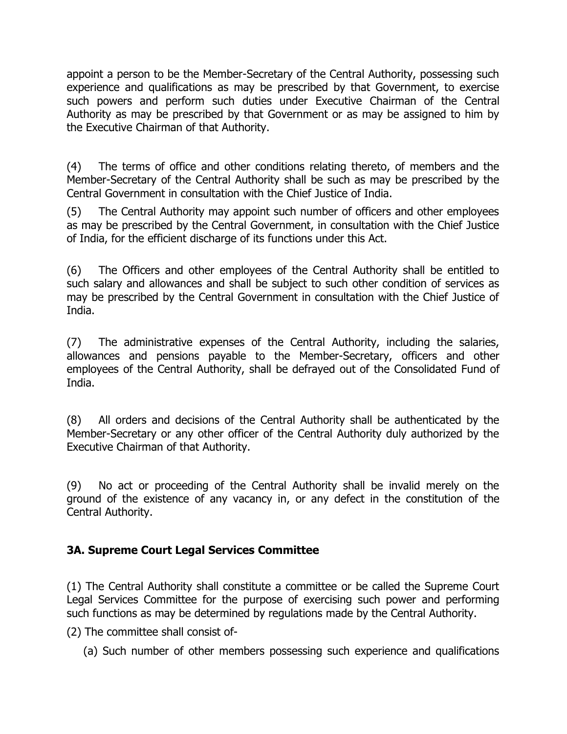appoint a person to be the Member-Secretary of the Central Authority, possessing such experience and qualifications as may be prescribed by that Government, to exercise such powers and perform such duties under Executive Chairman of the Central Authority as may be prescribed by that Government or as may be assigned to him by the Executive Chairman of that Authority.

(4) The terms of office and other conditions relating thereto, of members and the Member-Secretary of the Central Authority shall be such as may be prescribed by the Central Government in consultation with the Chief Justice of India.

(5) The Central Authority may appoint such number of officers and other employees as may be prescribed by the Central Government, in consultation with the Chief Justice of India, for the efficient discharge of its functions under this Act.

(6) The Officers and other employees of the Central Authority shall be entitled to such salary and allowances and shall be subject to such other condition of services as may be prescribed by the Central Government in consultation with the Chief Justice of India.

(7) The administrative expenses of the Central Authority, including the salaries, allowances and pensions payable to the Member-Secretary, officers and other employees of the Central Authority, shall be defrayed out of the Consolidated Fund of India.

(8) All orders and decisions of the Central Authority shall be authenticated by the Member-Secretary or any other officer of the Central Authority duly authorized by the Executive Chairman of that Authority.

(9) No act or proceeding of the Central Authority shall be invalid merely on the ground of the existence of any vacancy in, or any defect in the constitution of the Central Authority.

### 3A. Supreme Court Legal Services Committee

(1) The Central Authority shall constitute a committee or be called the Supreme Court Legal Services Committee for the purpose of exercising such power and performing such functions as may be determined by regulations made by the Central Authority.

(2) The committee shall consist of-

(a) Such number of other members possessing such experience and qualifications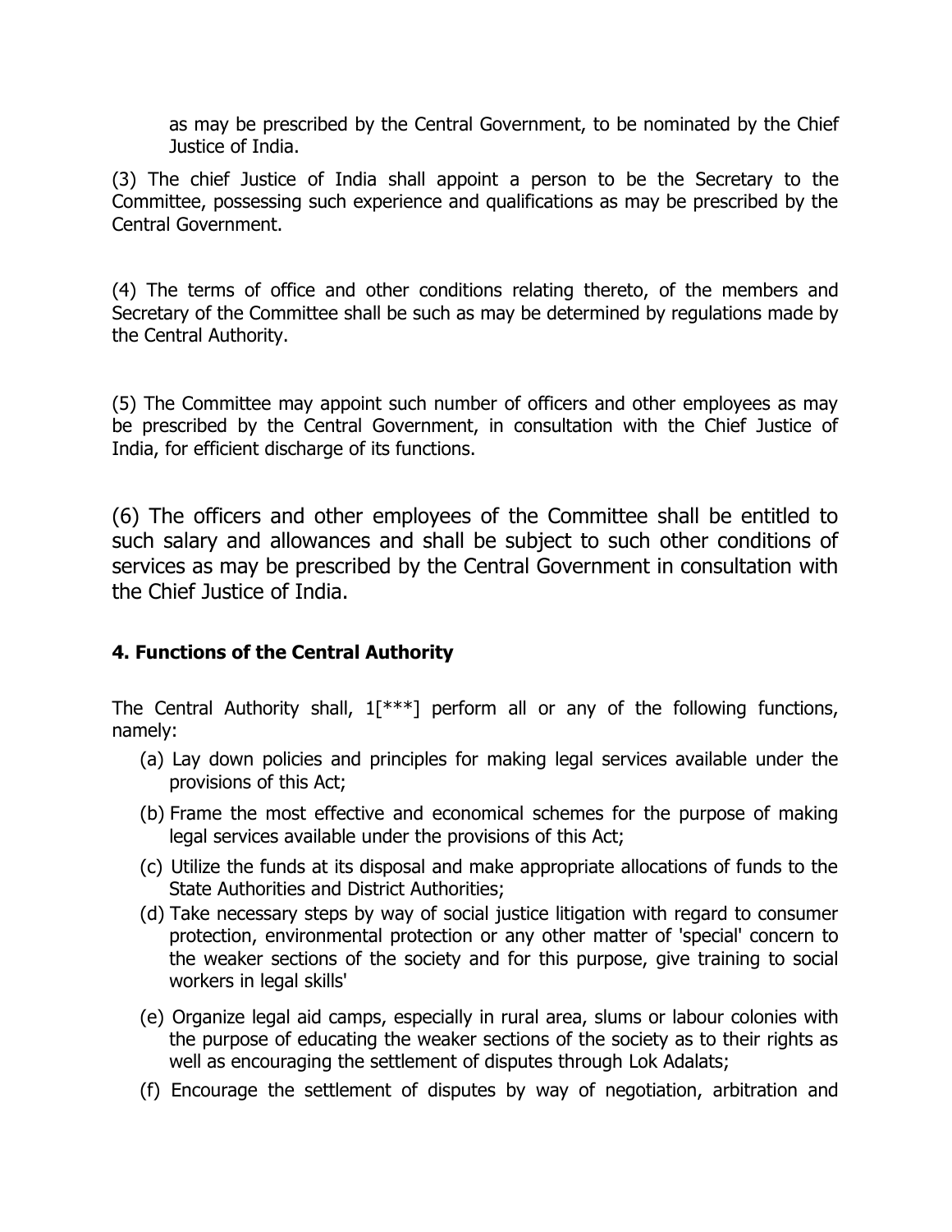as may be prescribed by the Central Government, to be nominated by the Chief Justice of India.

(3) The chief Justice of India shall appoint a person to be the Secretary to the Committee, possessing such experience and qualifications as may be prescribed by the Central Government.

(4) The terms of office and other conditions relating thereto, of the members and Secretary of the Committee shall be such as may be determined by regulations made by the Central Authority.

(5) The Committee may appoint such number of officers and other employees as may be prescribed by the Central Government, in consultation with the Chief Justice of India, for efficient discharge of its functions.

(6) The officers and other employees of the Committee shall be entitled to such salary and allowances and shall be subject to such other conditions of services as may be prescribed by the Central Government in consultation with the Chief Justice of India.

### 4. Functions of the Central Authority

The Central Authority shall, 1[***] perform all or any of the following functions, namely:

(a) Lay down policies and principles for making legal services available under the provisions of this Act;

(b) Frame the most effective and economical schemes for the purpose of making legal services available under the provisions of this Act;

(c) Utilize the funds at its disposal and make appropriate allocations of funds to the State Authorities and District Authorities;

(d) Take necessary steps by way of social justice litigation with regard to consumer protection, environmental protection or any other matter of 'special' concern to the weaker sections of the society and for this purpose, give training to social workers in legal skills'

(e) Organize legal aid camps, especially in rural area, slums or labour colonies with the purpose of educating the weaker sections of the society as to their rights as well as encouraging the settlement of disputes through Lok Adalats;

(f) Encourage the settlement of disputes by way of negotiation, arbitration and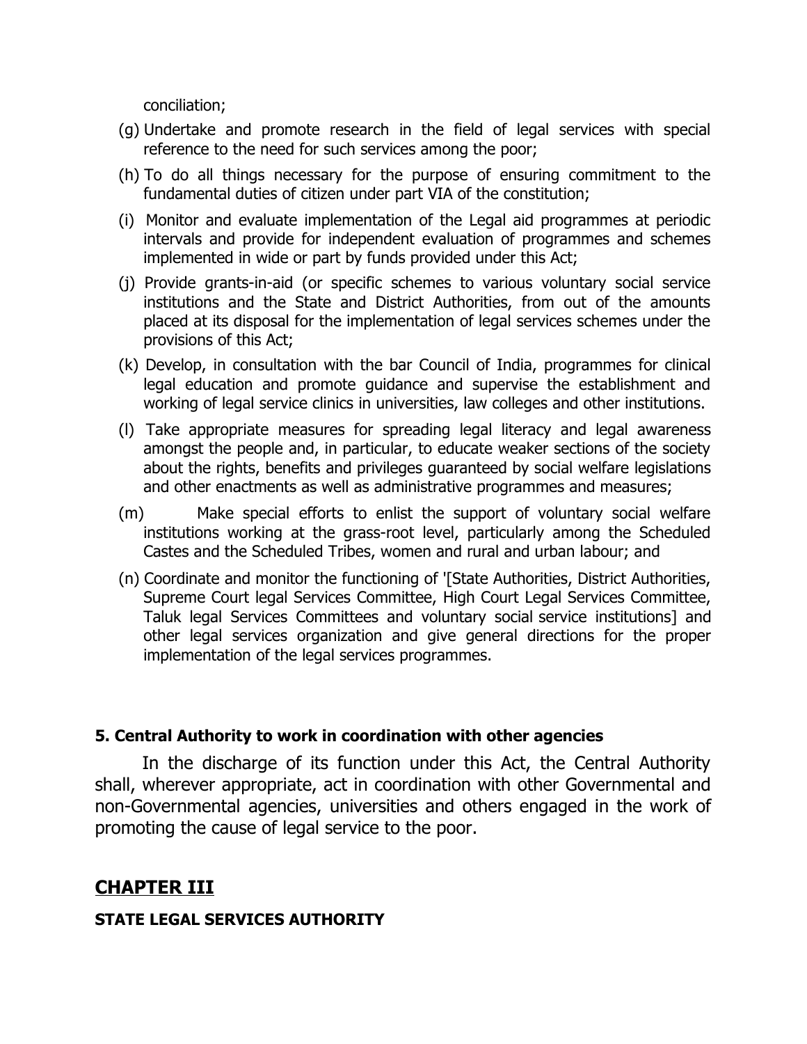conciliation;

(g) Undertake and promote research in the field of legal services with special reference to the need for such services among the poor;

(h) To do all things necessary for the purpose of ensuring commitment to the fundamental duties of citizen under part VIA of the constitution;

(i) Monitor and evaluate implementation of the Legal aid programmes at periodic intervals and provide for independent evaluation of programmes and schemes implemented in wide or part by funds provided under this Act;

(j) Provide grants-in-aid (or specific schemes to various voluntary social service institutions and the State and District Authorities, from out of the amounts placed at its disposal for the implementation of legal services schemes under the provisions of this Act;

(k) Develop, in consultation with the bar Council of India, programmes for clinical legal education and promote guidance and supervise the establishment and working of legal service clinics in universities, law colleges and other institutions.

(l) Take appropriate measures for spreading legal literacy and legal awareness amongst the people and, in particular, to educate weaker sections of the society about the rights, benefits and privileges guaranteed by social welfare legislations and other enactments as well as administrative programmes and measures;

(m) Make special efforts to enlist the support of voluntary social welfare institutions working at the grass-root level, particularly among the Scheduled Castes and the Scheduled Tribes, women and rural and urban labour; and

(n) Coordinate and monitor the functioning of '[State Authorities, District Authorities, Supreme Court legal Services Committee, High Court Legal Services Committee, Taluk legal Services Committees and voluntary social service institutions] and other legal services organization and give general directions for the proper implementation of the legal services programmes.

**5. Central Authority to work in coordination with other agencies**

In the discharge of its function under this Act, the Central Authority shall, wherever appropriate, act in coordination with other Governmental and non-Governmental agencies, universities and others engaged in the work of promoting the cause of legal service to the poor.

## CHAPTER III

**STATE LEGAL SERVICES AUTHORITY**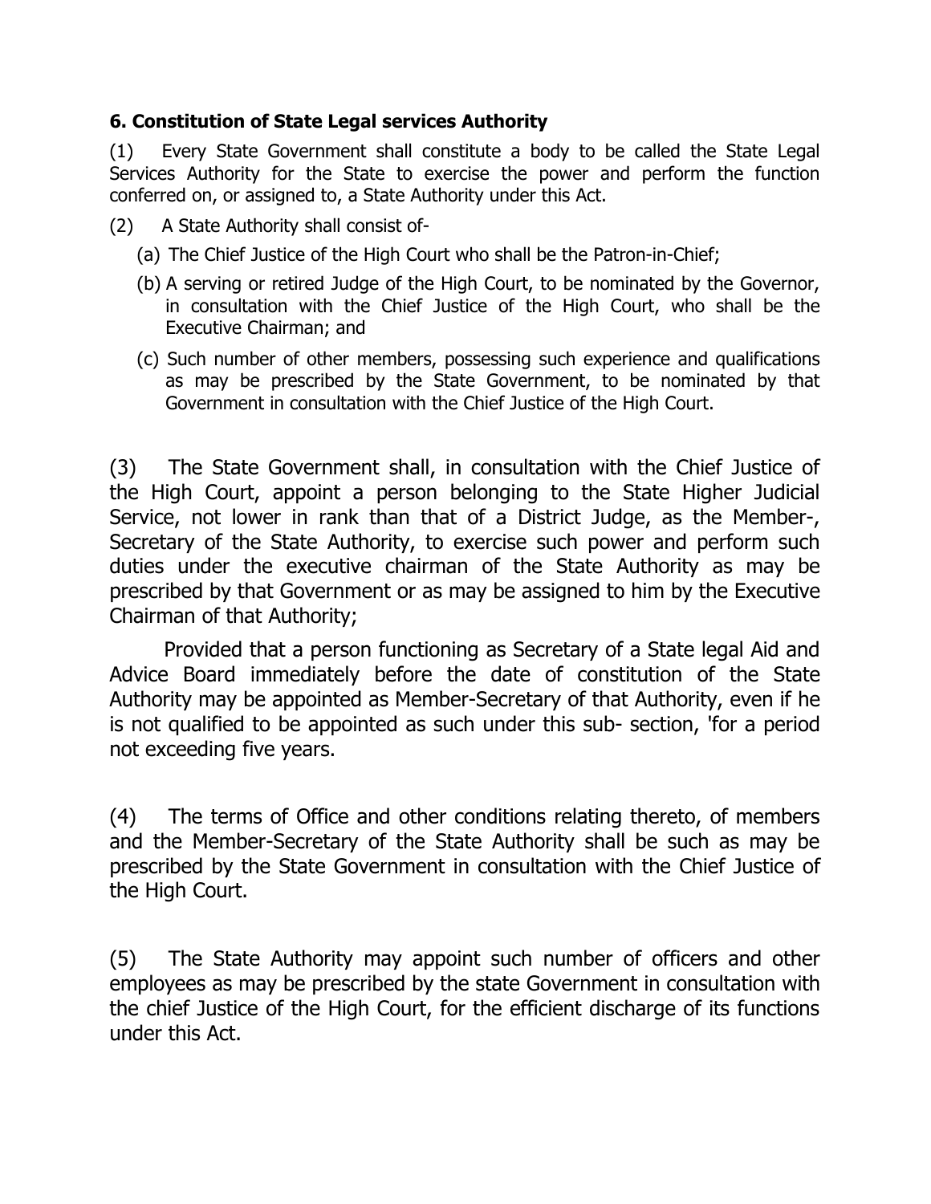**6. Constitution of State Legal services Authority**

(1) Every State Government shall constitute a body to be called the State Legal Services Authority for the State to exercise the power and perform the function conferred on, or assigned to, a State Authority under this Act.

(2) A State Authority shall consist of-

(a) The Chief Justice of the High Court who shall be the Patron-in-Chief;

(b) A serving or retired Judge of the High Court, to be nominated by the Governor, in consultation with the Chief Justice of the High Court, who shall be the Executive Chairman; and

(c) Such number of other members, possessing such experience and qualifications as may be prescribed by the State Government, to be nominated by that Government in consultation with the Chief Justice of the High Court.

(3) The State Government shall, in consultation with the Chief Justice of the High Court, appoint a person belonging to the State Higher Judicial Service, not lower in rank than that of a District Judge, as the Member-, Secretary of the State Authority, to exercise such power and perform such duties under the executive chairman of the State Authority as may be prescribed by that Government or as may be assigned to him by the Executive Chairman of that Authority;

Provided that a person functioning as Secretary of a State legal Aid and Advice Board immediately before the date of constitution of the State Authority may be appointed as Member-Secretary of that Authority, even if he is not qualified to be appointed as such under this sub- section, 'for a period not exceeding five years.

(4) The terms of Office and other conditions relating thereto, of members and the Member-Secretary of the State Authority shall be such as may be prescribed by the State Government in consultation with the Chief Justice of the High Court.

(5) The State Authority may appoint such number of officers and other employees as may be prescribed by the state Government in consultation with the chief Justice of the High Court, for the efficient discharge of its functions under this Act.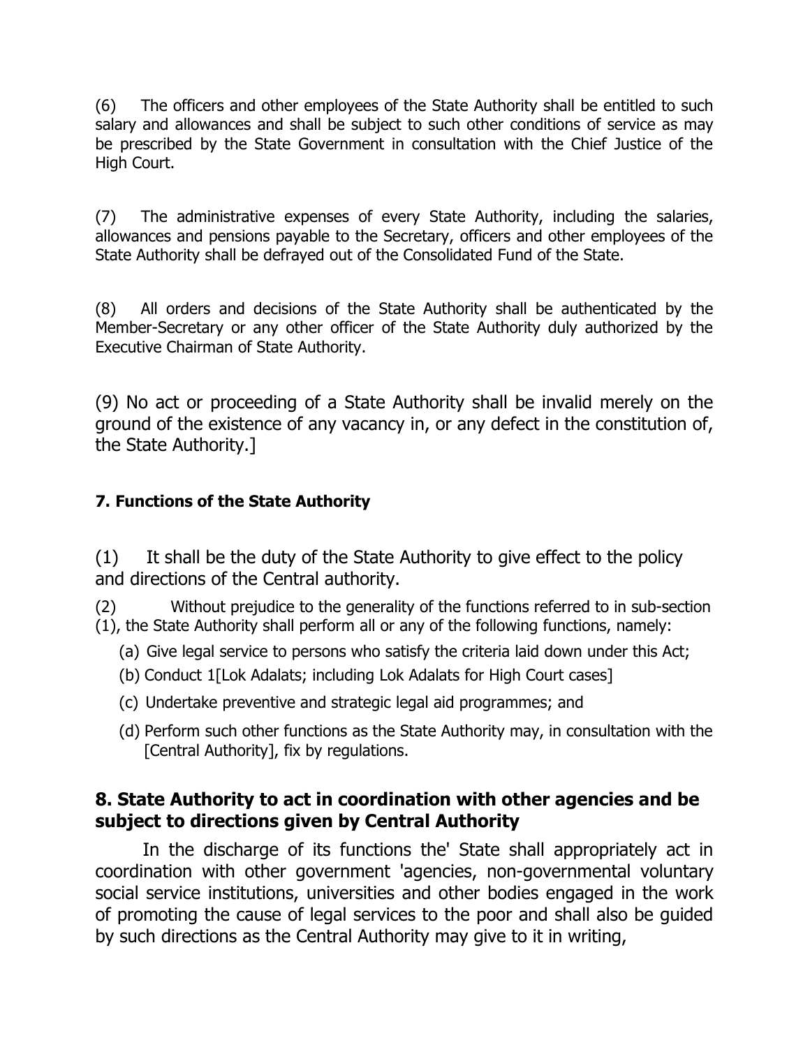(6) The officers and other employees of the State Authority shall be entitled to such salary and allowances and shall be subject to such other conditions of service as may be prescribed by the State Government in consultation with the Chief Justice of the High Court.

(7) The administrative expenses of every State Authority, including the salaries, allowances and pensions payable to the Secretary, officers and other employees of the State Authority shall be defrayed out of the Consolidated Fund of the State.

(8) All orders and decisions of the State Authority shall be authenticated by the Member-Secretary or any other officer of the State Authority duly authorized by the Executive Chairman of State Authority.

(9) No act or proceeding of a State Authority shall be invalid merely on the ground of the existence of any vacancy in, or any defect in the constitution of, the State Authority.]

#### 7. Functions of the State Authority

(1) It shall be the duty of the State Authority to give effect to the policy and directions of the Central authority.

(2) Without prejudice to the generality of the functions referred to in sub-section (1), the State Authority shall perform all or any of the following functions, namely:

(a) Give legal service to persons who satisfy the criteria laid down under this Act;

(b) Conduct 1[Lok Adalats; including Lok Adalats for High Court cases]

(c) Undertake preventive and strategic legal aid programmes; and

(d) Perform such other functions as the State Authority may, in consultation with the [Central Authority], fix by regulations.

### 8. State Authority to act in coordination with other agencies and be subject to directions given by Central Authority

In the discharge of its functions the' State shall appropriately act in coordination with other government 'agencies, non-governmental voluntary social service institutions, universities and other bodies engaged in the work of promoting the cause of legal services to the poor and shall also be guided by such directions as the Central Authority may give to it in writing,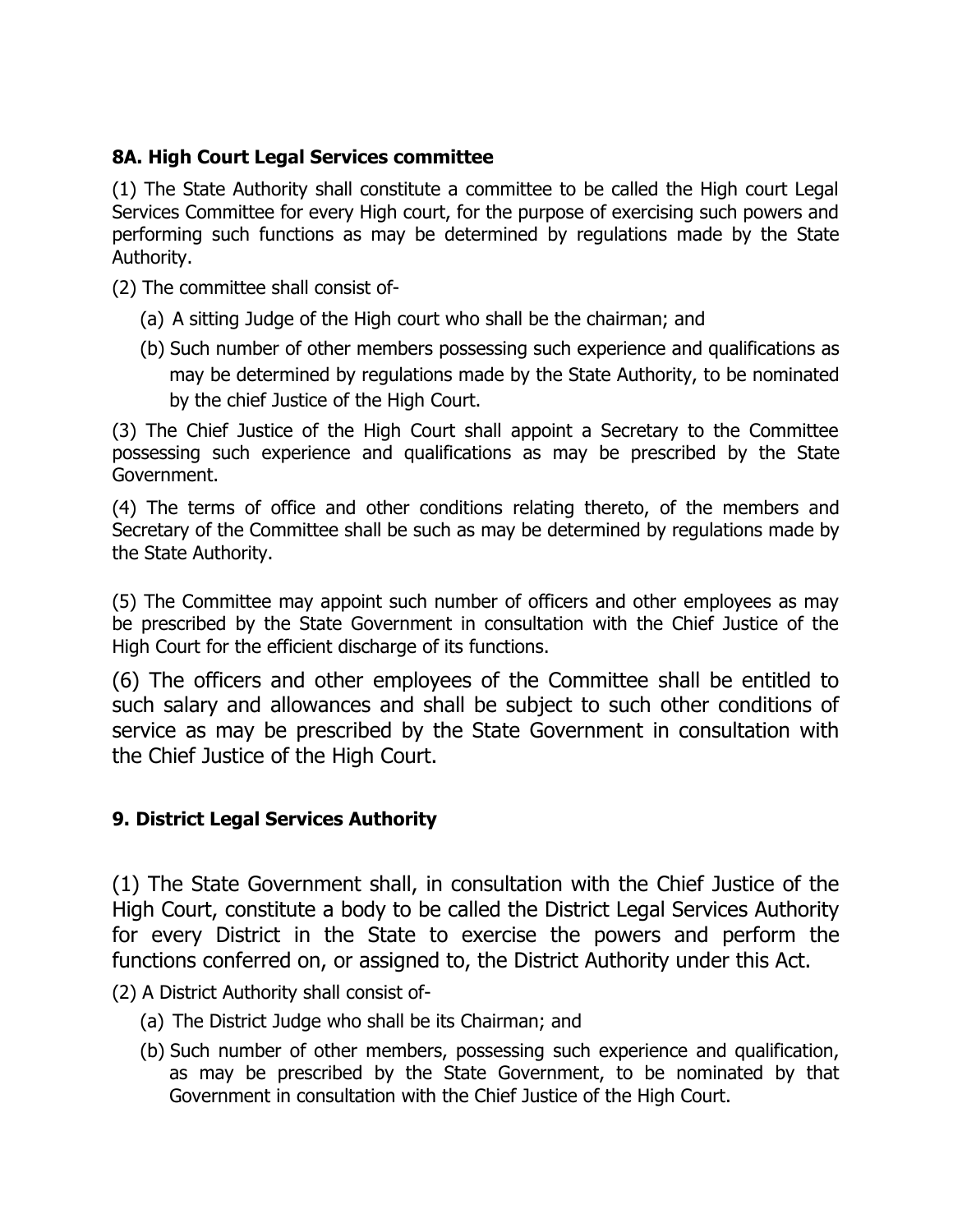**8A. High Court Legal Services committee**

(1) The State Authority shall constitute a committee to be called the High court Legal Services Committee for every High court, for the purpose of exercising such powers and performing such functions as may be determined by regulations made by the State Authority.

(2) The committee shall consist of-

(a) A sitting Judge of the High court who shall be the chairman; and

(b) Such number of other members possessing such experience and qualifications as may be determined by regulations made by the State Authority, to be nominated by the chief Justice of the High Court.

(3) The Chief Justice of the High Court shall appoint a Secretary to the Committee possessing such experience and qualifications as may be prescribed by the State Government.

(4) The terms of office and other conditions relating thereto, of the members and Secretary of the Committee shall be such as may be determined by regulations made by the State Authority.

(5) The Committee may appoint such number of officers and other employees as may be prescribed by the State Government in consultation with the Chief Justice of the High Court for the efficient discharge of its functions.

(6) The officers and other employees of the Committee shall be entitled to such salary and allowances and shall be subject to such other conditions of service as may be prescribed by the State Government in consultation with the Chief Justice of the High Court.

**9. District Legal Services Authority**

(1) The State Government shall, in consultation with the Chief Justice of the High Court, constitute a body to be called the District Legal Services Authority for every District in the State to exercise the powers and perform the functions conferred on, or assigned to, the District Authority under this Act.

(2) A District Authority shall consist of-

(a) The District Judge who shall be its Chairman; and

(b) Such number of other members, possessing such experience and qualification, as may be prescribed by the State Government, to be nominated by that Government in consultation with the Chief Justice of the High Court.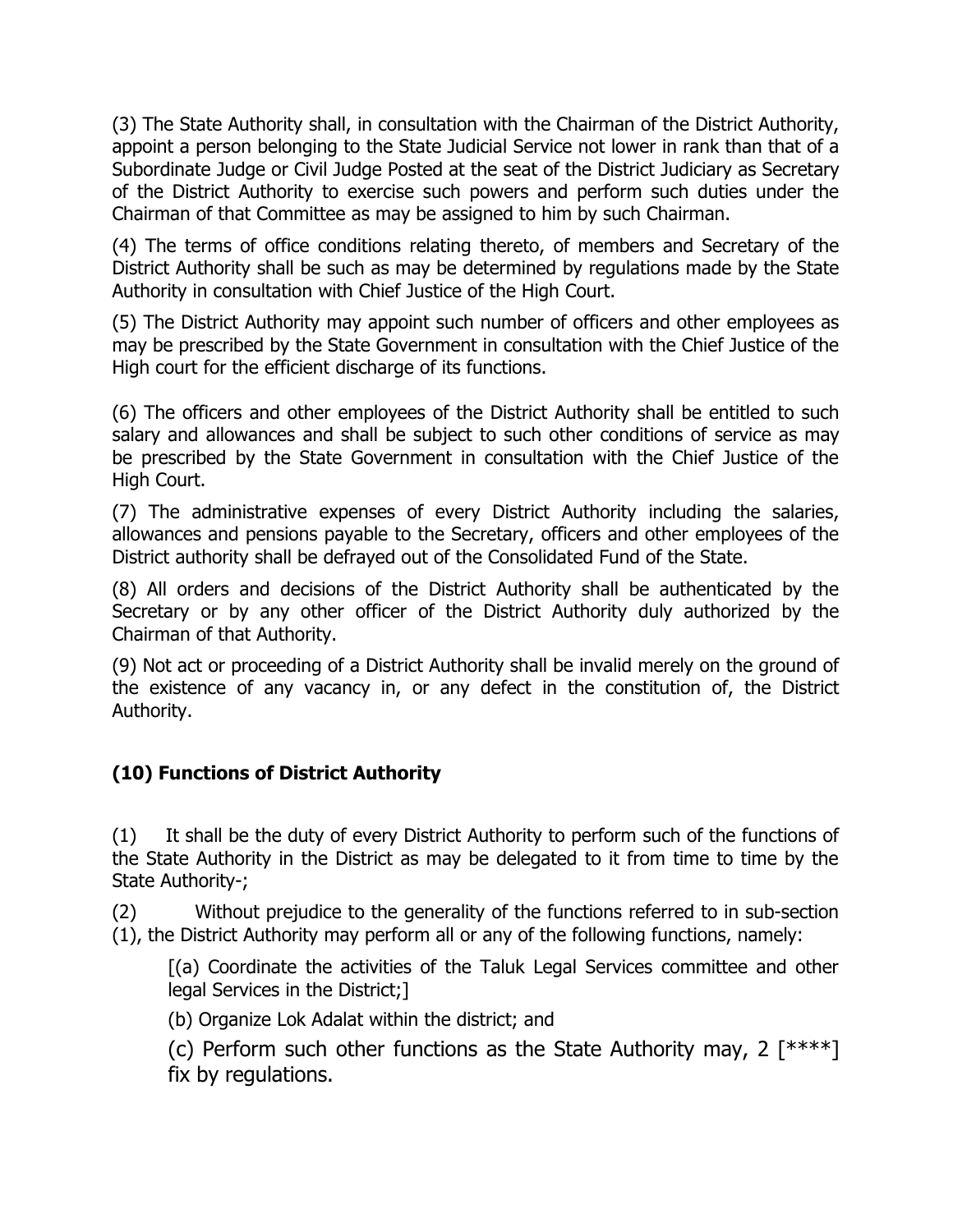(3) The State Authority shall, in consultation with the Chairman of the District Authority, appoint a person belonging to the State Judicial Service not lower in rank than that of a Subordinate Judge or Civil Judge Posted at the seat of the District Judiciary as Secretary of the District Authority to exercise such powers and perform such duties under the Chairman of that Committee as may be assigned to him by such Chairman.

(4) The terms of office conditions relating thereto, of members and Secretary of the District Authority shall be such as may be determined by regulations made by the State Authority in consultation with Chief Justice of the High Court.

(5) The District Authority may appoint such number of officers and other employees as may be prescribed by the State Government in consultation with the Chief Justice of the High court for the efficient discharge of its functions.

(6) The officers and other employees of the District Authority shall be entitled to such salary and allowances and shall be subject to such other conditions of service as may be prescribed by the State Government in consultation with the Chief Justice of the High Court.

(7) The administrative expenses of every District Authority including the salaries, allowances and pensions payable to the Secretary, officers and other employees of the District authority shall be defrayed out of the Consolidated Fund of the State.

(8) All orders and decisions of the District Authority shall be authenticated by the Secretary or by any other officer of the District Authority duly authorized by the Chairman of that Authority.

(9) Not act or proceeding of a District Authority shall be invalid merely on the ground of the existence of any vacancy in, or any defect in the constitution of, the District Authority.

**(10) Functions of District Authority**

(1) It shall be the duty of every District Authority to perform such of the functions of the State Authority in the District as may be delegated to it from time to time by the State Authority-;

(2) Without prejudice to the generality of the functions referred to in sub-section (1), the District Authority may perform all or any of the following functions, namely:

[(a) Coordinate the activities of the Taluk Legal Services committee and other legal Services in the District;]

(b) Organize Lok Adalat within the district; and

(c) Perform such other functions as the State Authority may, 2 [****] fix by regulations.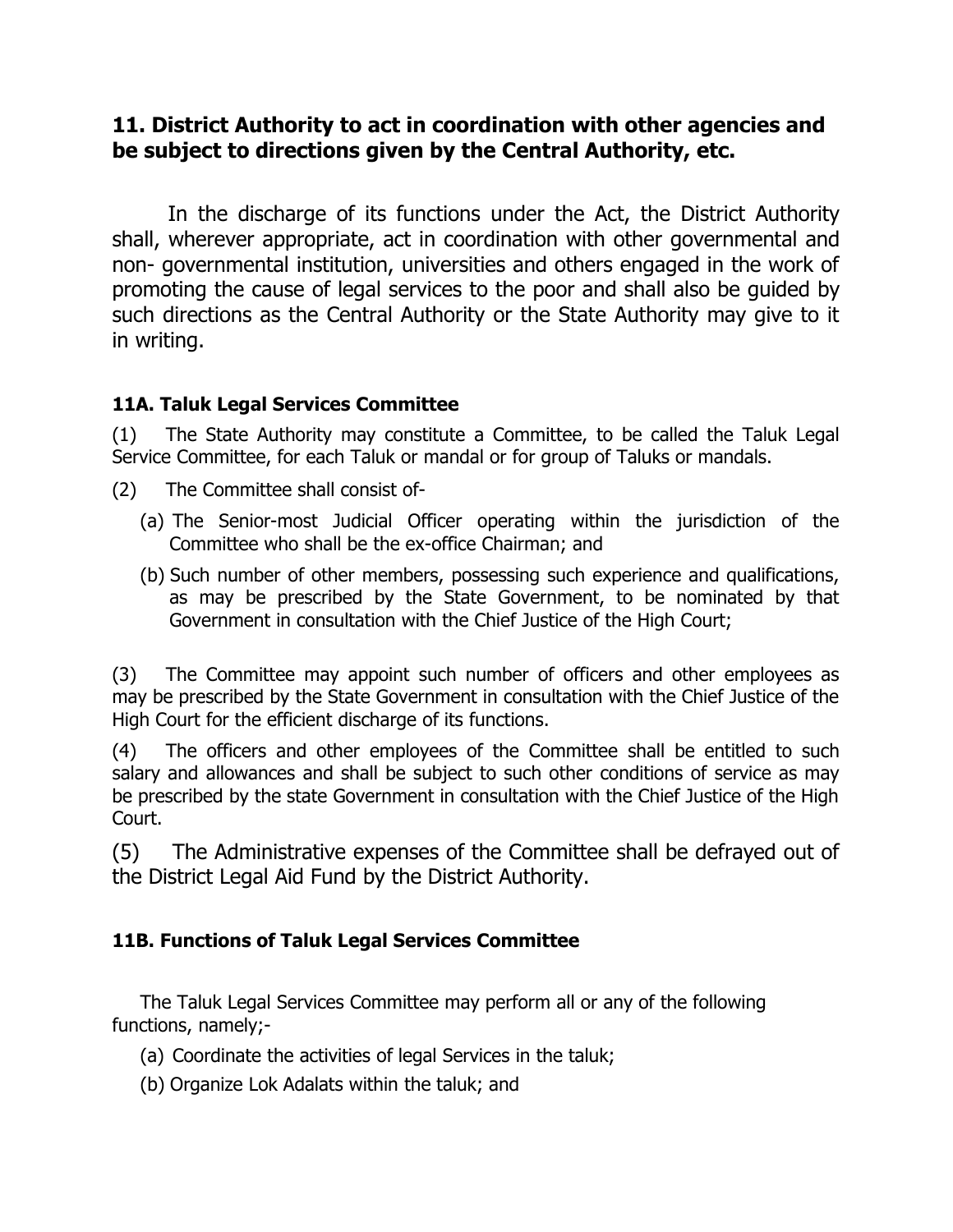## 11. District Authority to act in coordination with other agencies and be subject to directions given by the Central Authority, etc.

In the discharge of its functions under the Act, the District Authority shall, wherever appropriate, act in coordination with other governmental and non- governmental institution, universities and others engaged in the work of promoting the cause of legal services to the poor and shall also be guided by such directions as the Central Authority or the State Authority may give to it in writing.

### 11A. Taluk Legal Services Committee

(1) The State Authority may constitute a Committee, to be called the Taluk Legal Service Committee, for each Taluk or mandal or for group of Taluks or mandals.

(2) The Committee shall consist of-

(a) The Senior-most Judicial Officer operating within the jurisdiction of the Committee who shall be the ex-office Chairman; and

(b) Such number of other members, possessing such experience and qualifications, as may be prescribed by the State Government, to be nominated by that Government in consultation with the Chief Justice of the High Court;

(3) The Committee may appoint such number of officers and other employees as may be prescribed by the State Government in consultation with the Chief Justice of the High Court for the efficient discharge of its functions.

(4) The officers and other employees of the Committee shall be entitled to such salary and allowances and shall be subject to such other conditions of service as may be prescribed by the state Government in consultation with the Chief Justice of the High Court.

(5) The Administrative expenses of the Committee shall be defrayed out of the District Legal Aid Fund by the District Authority.

### 11B. Functions of Taluk Legal Services Committee

The Taluk Legal Services Committee may perform all or any of the following functions, namely;-

(a) Coordinate the activities of legal Services in the taluk;

(b) Organize Lok Adalats within the taluk; and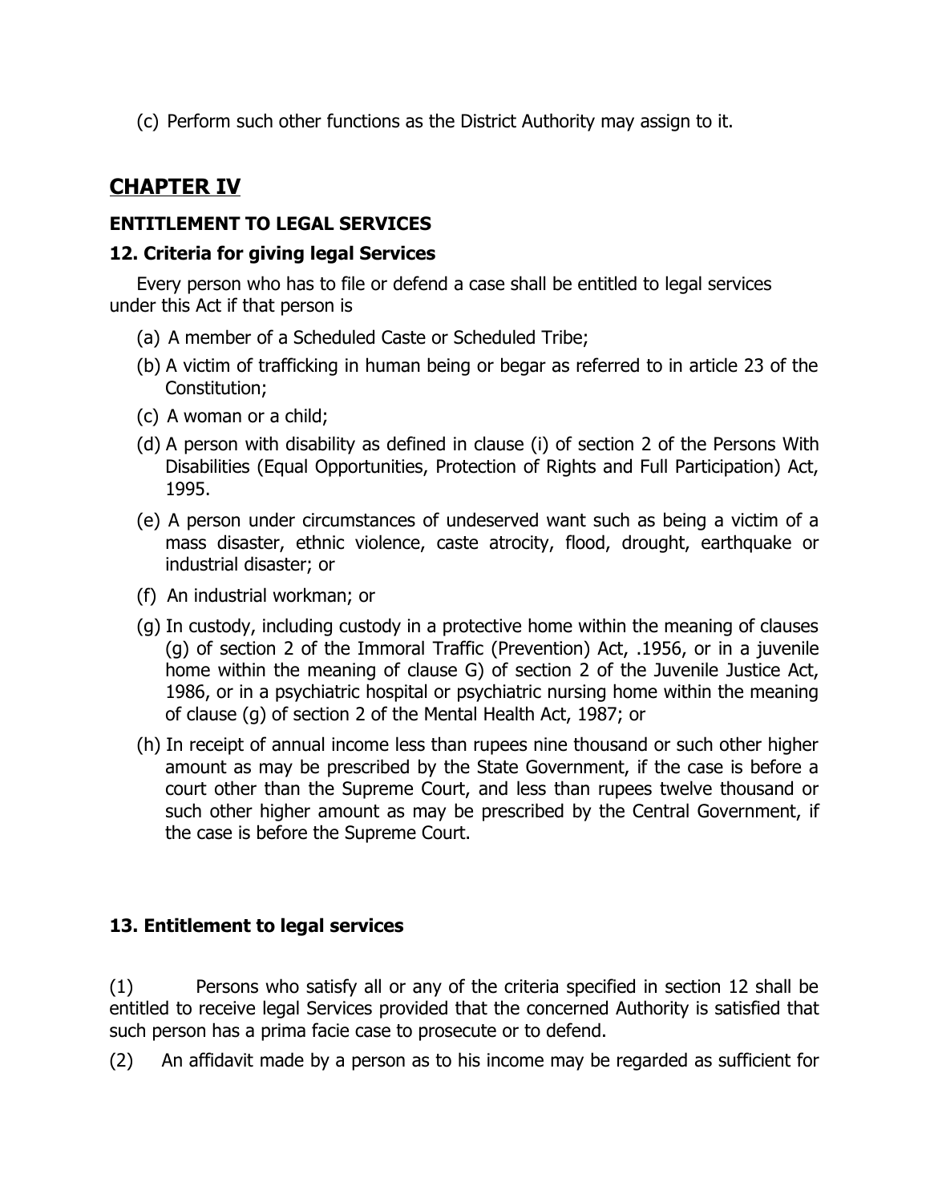(c) Perform such other functions as the District Authority may assign to it.

## CHAPTER IV

### ENTITLEMENT TO LEGAL SERVICES

### 12. Criteria for giving legal Services

Every person who has to file or defend a case shall be entitled to legal services under this Act if that person is

(a) A member of a Scheduled Caste or Scheduled Tribe;

(b) A victim of trafficking in human being or begar as referred to in article 23 of the Constitution;

(c) A woman or a child;

(d) A person with disability as defined in clause (i) of section 2 of the Persons With Disabilities (Equal Opportunities, Protection of Rights and Full Participation) Act, 1995.

(e) A person under circumstances of undeserved want such as being a victim of a mass disaster, ethnic violence, caste atrocity, flood, drought, earthquake or industrial disaster; or

(f) An industrial workman; or

(g) In custody, including custody in a protective home within the meaning of clauses (g) of section 2 of the Immoral Traffic (Prevention) Act, .1956, or in a juvenile home within the meaning of clause G) of section 2 of the Juvenile Justice Act, 1986, or in a psychiatric hospital or psychiatric nursing home within the meaning of clause (g) of section 2 of the Mental Health Act, 1987; or

(h) In receipt of annual income less than rupees nine thousand or such other higher amount as may be prescribed by the State Government, if the case is before a court other than the Supreme Court, and less than rupees twelve thousand or such other higher amount as may be prescribed by the Central Government, if the case is before the Supreme Court.

### 13. Entitlement to legal services

(1) Persons who satisfy all or any of the criteria specified in section 12 shall be entitled to receive legal Services provided that the concerned Authority is satisfied that such person has a prima facie case to prosecute or to defend.

(2) An affidavit made by a person as to his income may be regarded as sufficient for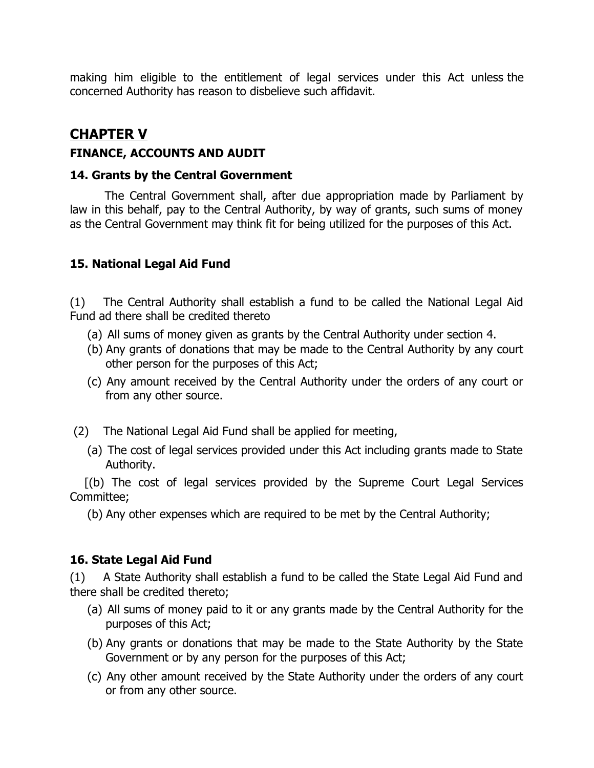making him eligible to the entitlement of legal services under this Act unless the concerned Authority has reason to disbelieve such affidavit.

## CHAPTER V

### FINANCE, ACCOUNTS AND AUDIT

### 14. Grants by the Central Government

The Central Government shall, after due appropriation made by Parliament by law in this behalf, pay to the Central Authority, by way of grants, such sums of money as the Central Government may think fit for being utilized for the purposes of this Act.

### 15. National Legal Aid Fund

(1) The Central Authority shall establish a fund to be called the National Legal Aid Fund ad there shall be credited thereto

(a) All sums of money given as grants by the Central Authority under section 4.

(b) Any grants of donations that may be made to the Central Authority by any court other person for the purposes of this Act;

(c) Any amount received by the Central Authority under the orders of any court or from any other source.

(2) The National Legal Aid Fund shall be applied for meeting,

(a) The cost of legal services provided under this Act including grants made to State Authority.

[(b) The cost of legal services provided by the Supreme Court Legal Services Committee;

(b) Any other expenses which are required to be met by the Central Authority;

### 16. State Legal Aid Fund

(1) A State Authority shall establish a fund to be called the State Legal Aid Fund and there shall be credited thereto;

(a) All sums of money paid to it or any grants made by the Central Authority for the purposes of this Act;

(b) Any grants or donations that may be made to the State Authority by the State Government or by any person for the purposes of this Act;

(c) Any other amount received by the State Authority under the orders of any court or from any other source.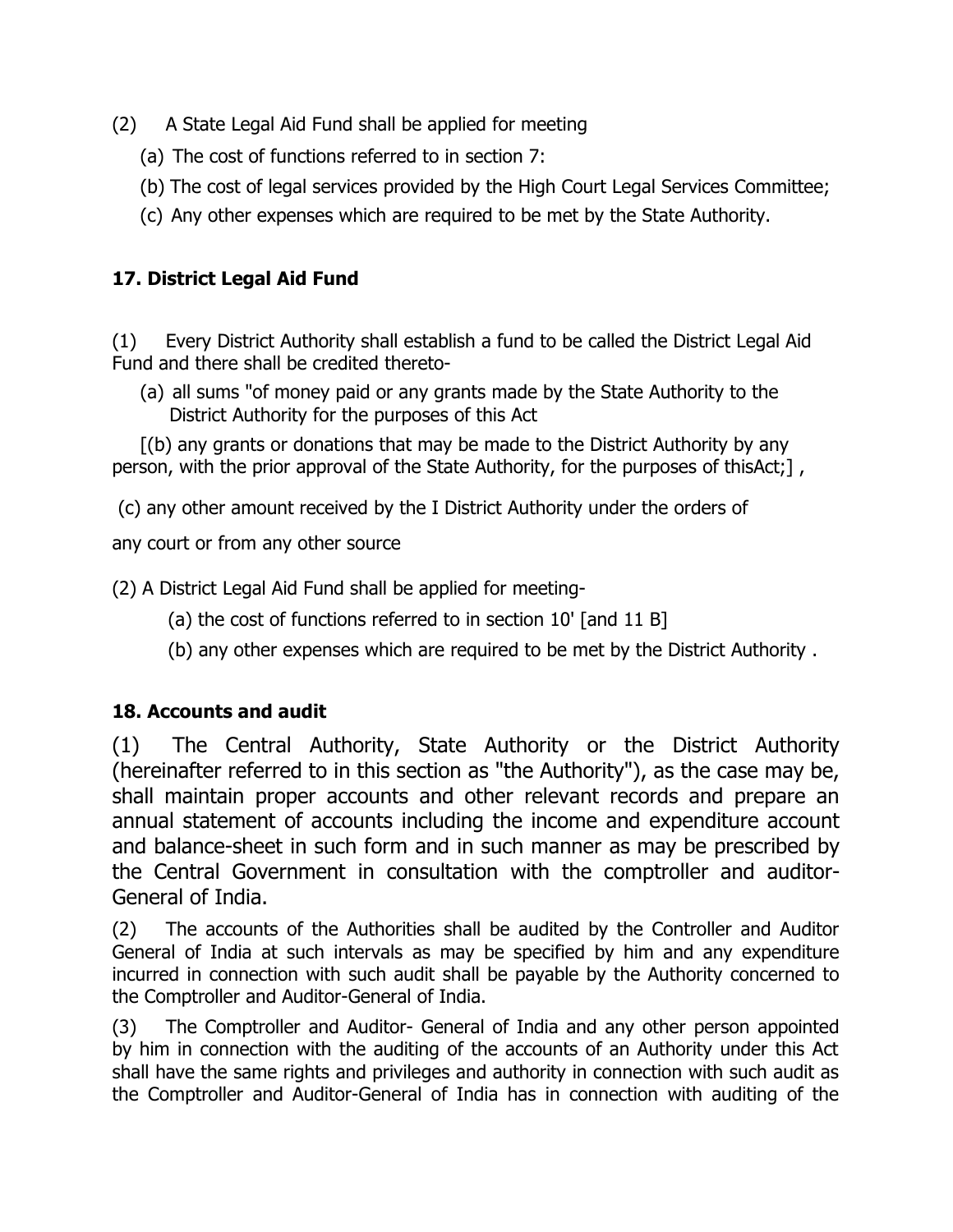(2) A State Legal Aid Fund shall be applied for meeting

(a) The cost of functions referred to in section 7:

(b) The cost of legal services provided by the High Court Legal Services Committee;

(c) Any other expenses which are required to be met by the State Authority.

### 17. District Legal Aid Fund

(1) Every District Authority shall establish a fund to be called the District Legal Aid Fund and there shall be credited thereto-

(a) all sums "of money paid or any grants made by the State Authority to the District Authority for the purposes of this Act

[(b) any grants or donations that may be made to the District Authority by any person, with the prior approval of the State Authority, for the purposes of thisAct;] ,

(c) any other amount received by the I District Authority under the orders of

any court or from any other source

(2) A District Legal Aid Fund shall be applied for meeting-

(a) the cost of functions referred to in section 10' [and 11 B]

(b) any other expenses which are required to be met by the District Authority .

### 18. Accounts and audit

(1) The Central Authority, State Authority or the District Authority (hereinafter referred to in this section as "the Authority"), as the case may be, shall maintain proper accounts and other relevant records and prepare an annual statement of accounts including the income and expenditure account and balance-sheet in such form and in such manner as may be prescribed by the Central Government in consultation with the comptroller and auditor-General of India.

(2) The accounts of the Authorities shall be audited by the Controller and Auditor General of India at such intervals as may be specified by him and any expenditure incurred in connection with such audit shall be payable by the Authority concerned to the Comptroller and Auditor-General of India.

(3) The Comptroller and Auditor- General of India and any other person appointed by him in connection with the auditing of the accounts of an Authority under this Act shall have the same rights and privileges and authority in connection with such audit as the Comptroller and Auditor-General of India has in connection with auditing of the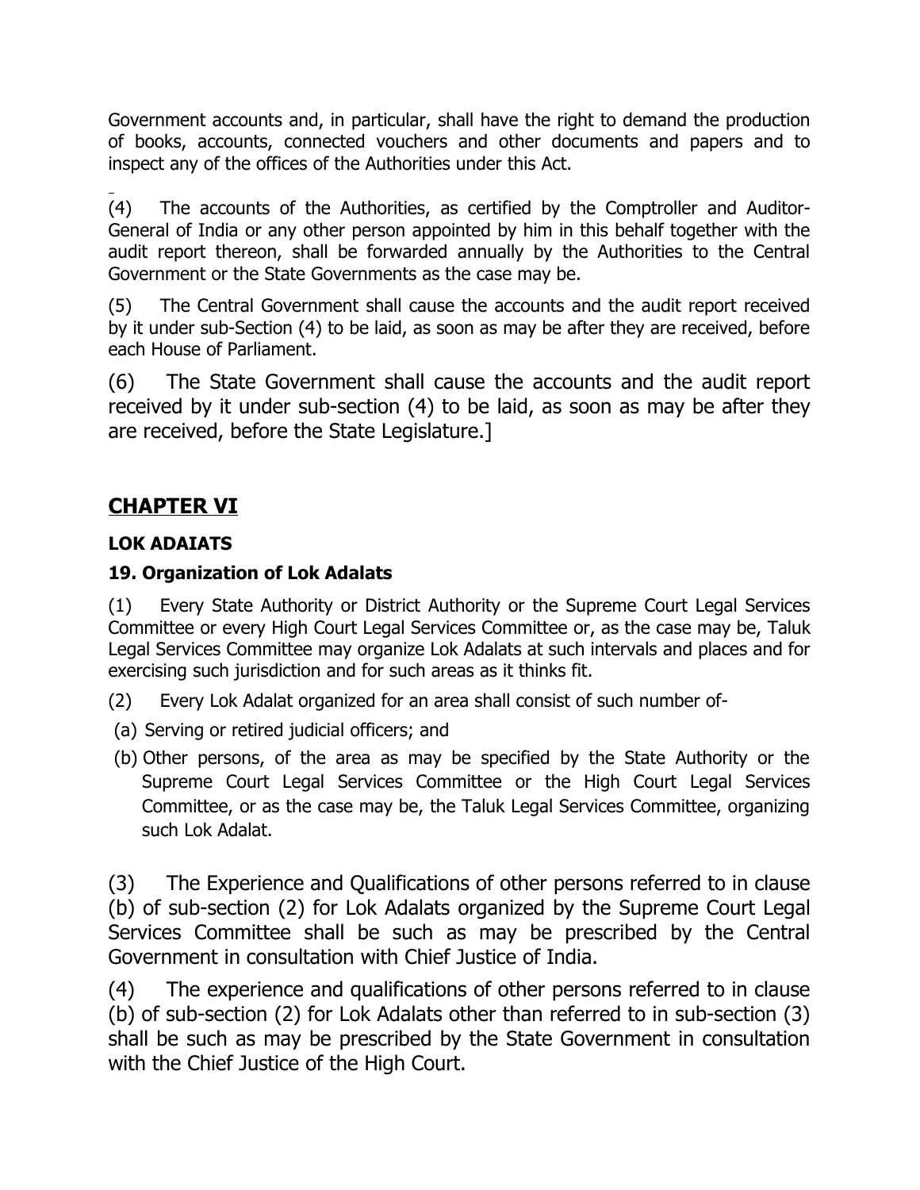Government accounts and, in particular, shall have the right to demand the production of books, accounts, connected vouchers and other documents and papers and to inspect any of the offices of the Authorities under this Act.

(4) The accounts of the Authorities, as certified by the Comptroller and Auditor-General of India or any other person appointed by him in this behalf together with the audit report thereon, shall be forwarded annually by the Authorities to the Central Government or the State Governments as the case may be.

(5) The Central Government shall cause the accounts and the audit report received by it under sub-Section (4) to be laid, as soon as may be after they are received, before each House of Parliament.

(6) The State Government shall cause the accounts and the audit report received by it under sub-section (4) to be laid, as soon as may be after they are received, before the State Legislature.]

## CHAPTER VI

### LOK ADAIATS

### 19. Organization of Lok Adalats

(1) Every State Authority or District Authority or the Supreme Court Legal Services Committee or every High Court Legal Services Committee or, as the case may be, Taluk Legal Services Committee may organize Lok Adalats at such intervals and places and for exercising such jurisdiction and for such areas as it thinks fit.

(2) Every Lok Adalat organized for an area shall consist of such number of-

(a) Serving or retired judicial officers; and

(b) Other persons, of the area as may be specified by the State Authority or the Supreme Court Legal Services Committee or the High Court Legal Services Committee, or as the case may be, the Taluk Legal Services Committee, organizing such Lok Adalat.

(3) The Experience and Qualifications of other persons referred to in clause (b) of sub-section (2) for Lok Adalats organized by the Supreme Court Legal Services Committee shall be such as may be prescribed by the Central Government in consultation with Chief Justice of India.

(4) The experience and qualifications of other persons referred to in clause (b) of sub-section (2) for Lok Adalats other than referred to in sub-section (3) shall be such as may be prescribed by the State Government in consultation with the Chief Justice of the High Court.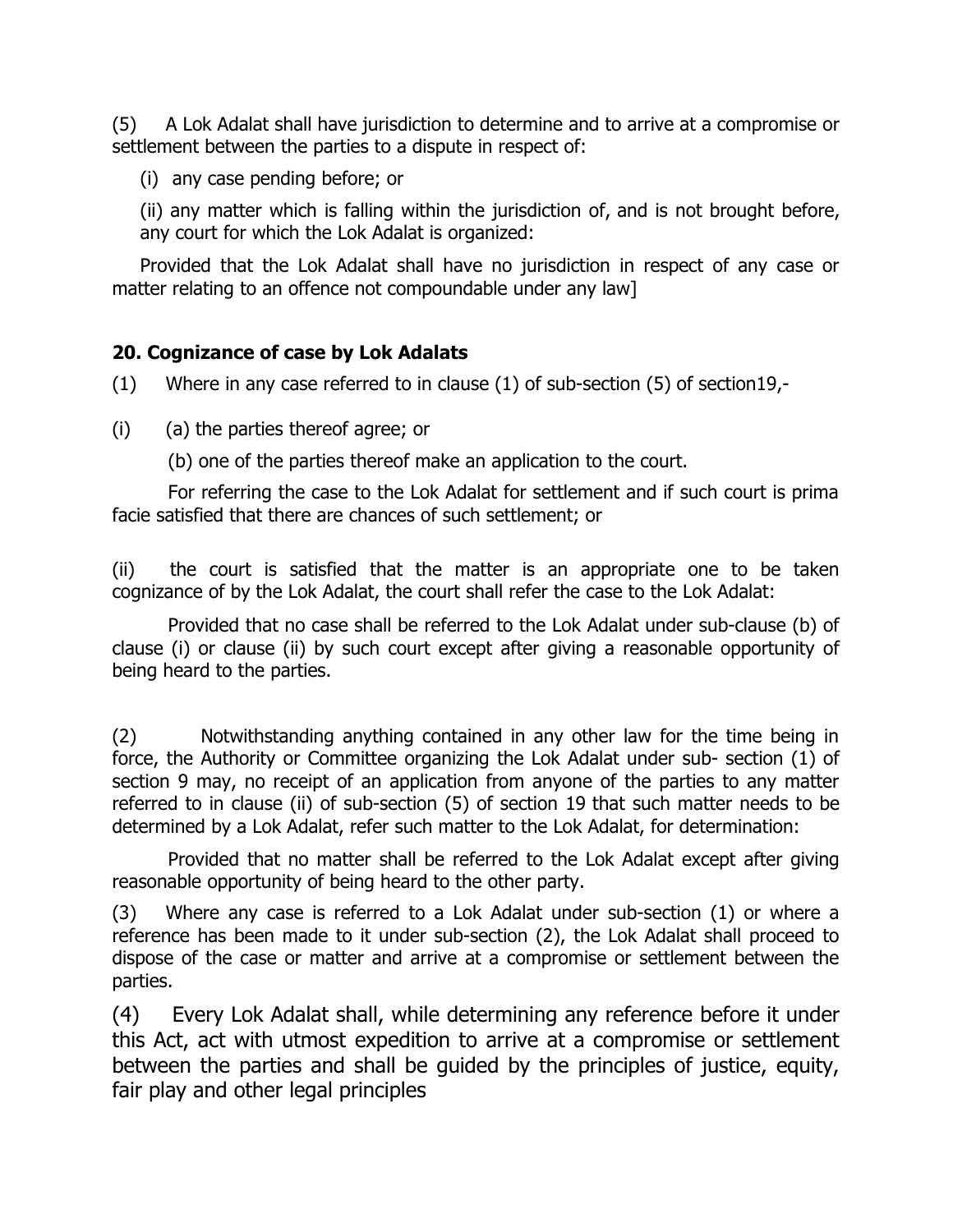(5) A Lok Adalat shall have jurisdiction to determine and to arrive at a compromise or settlement between the parties to a dispute in respect of:

(i) any case pending before; or

(ii) any matter which is falling within the jurisdiction of, and is not brought before, any court for which the Lok Adalat is organized:

Provided that the Lok Adalat shall have no jurisdiction in respect of any case or matter relating to an offence not compoundable under any law]

### 20. Cognizance of case by Lok Adalats

(1) Where in any case referred to in clause (1) of sub-section (5) of section19,-

(i) (a) the parties thereof agree; or

(b) one of the parties thereof make an application to the court.

For referring the case to the Lok Adalat for settlement and if such court is prima facie satisfied that there are chances of such settlement; or

(ii) the court is satisfied that the matter is an appropriate one to be taken cognizance of by the Lok Adalat, the court shall refer the case to the Lok Adalat:

Provided that no case shall be referred to the Lok Adalat under sub-clause (b) of clause (i) or clause (ii) by such court except after giving a reasonable opportunity of being heard to the parties.

(2) Notwithstanding anything contained in any other law for the time being in force, the Authority or Committee organizing the Lok Adalat under sub- section (1) of section 9 may, no receipt of an application from anyone of the parties to any matter referred to in clause (ii) of sub-section (5) of section 19 that such matter needs to be determined by a Lok Adalat, refer such matter to the Lok Adalat, for determination:

Provided that no matter shall be referred to the Lok Adalat except after giving reasonable opportunity of being heard to the other party.

(3) Where any case is referred to a Lok Adalat under sub-section (1) or where a reference has been made to it under sub-section (2), the Lok Adalat shall proceed to dispose of the case or matter and arrive at a compromise or settlement between the parties.

(4) Every Lok Adalat shall, while determining any reference before it under this Act, act with utmost expedition to arrive at a compromise or settlement between the parties and shall be guided by the principles of justice, equity, fair play and other legal principles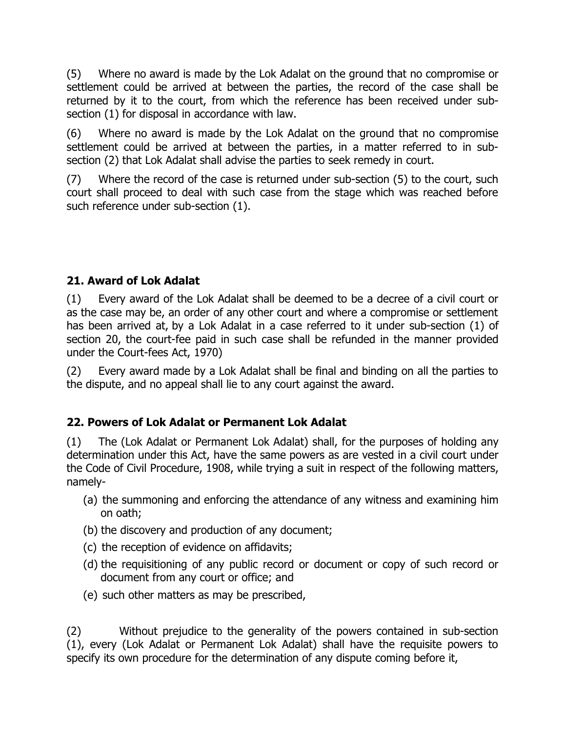(5) Where no award is made by the Lok Adalat on the ground that no compromise or settlement could be arrived at between the parties, the record of the case shall be returned by it to the court, from which the reference has been received under sub-section (1) for disposal in accordance with law.

(6) Where no award is made by the Lok Adalat on the ground that no compromise settlement could be arrived at between the parties, in a matter referred to in sub-section (2) that Lok Adalat shall advise the parties to seek remedy in court.

(7) Where the record of the case is returned under sub-section (5) to the court, such court shall proceed to deal with such case from the stage which was reached before such reference under sub-section (1).

### 21. Award of Lok Adalat

(1) Every award of the Lok Adalat shall be deemed to be a decree of a civil court or as the case may be, an order of any other court and where a compromise or settlement has been arrived at, by a Lok Adalat in a case referred to it under sub-section (1) of section 20, the court-fee paid in such case shall be refunded in the manner provided under the Court-fees Act, 1970)

(2) Every award made by a Lok Adalat shall be final and binding on all the parties to the dispute, and no appeal shall lie to any court against the award.

### 22. Powers of Lok Adalat or Permanent Lok Adalat

(1) The (Lok Adalat or Permanent Lok Adalat) shall, for the purposes of holding any determination under this Act, have the same powers as are vested in a civil court under the Code of Civil Procedure, 1908, while trying a suit in respect of the following matters, namely-

- (a) the summoning and enforcing the attendance of any witness and examining him on oath;
- (b) the discovery and production of any document;
- (c) the reception of evidence on affidavits;
- (d) the requisitioning of any public record or document or copy of such record or document from any court or office; and
- (e) such other matters as may be prescribed,

(2) Without prejudice to the generality of the powers contained in sub-section (1), every (Lok Adalat or Permanent Lok Adalat) shall have the requisite powers to specify its own procedure for the determination of any dispute coming before it,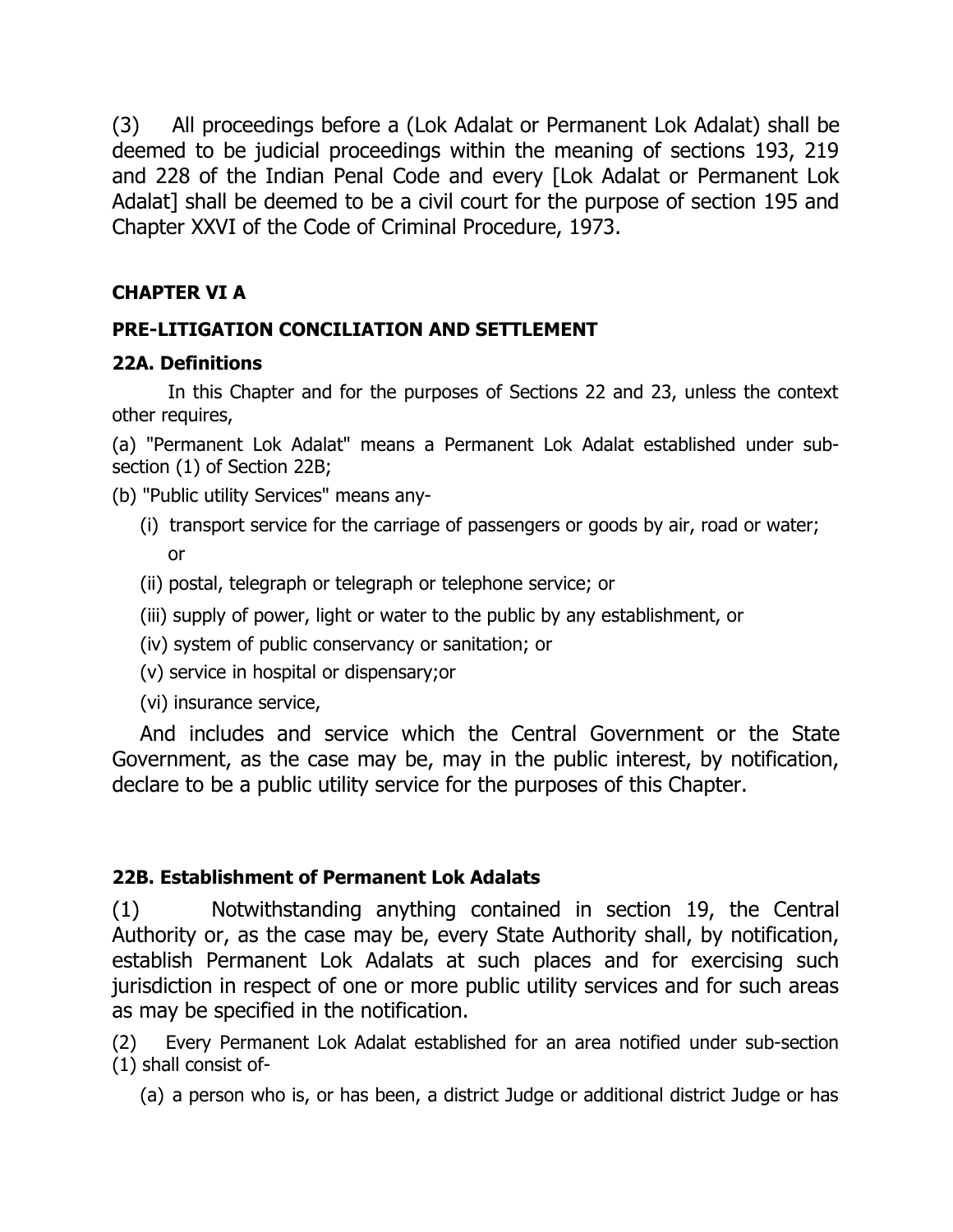(3) All proceedings before a (Lok Adalat or Permanent Lok Adalat) shall be deemed to be judicial proceedings within the meaning of sections 193, 219 and 228 of the Indian Penal Code and every [Lok Adalat or Permanent Lok Adalat] shall be deemed to be a civil court for the purpose of section 195 and Chapter XXVI of the Code of Criminal Procedure, 1973.

**CHAPTER VI A**

**PRE-LITIGATION CONCILIATION AND SETTLEMENT**

**22A. Definitions**

In this Chapter and for the purposes of Sections 22 and 23, unless the context other requires,

(a) "Permanent Lok Adalat" means a Permanent Lok Adalat established under sub-section (1) of Section 22B;

(b) "Public utility Services" means any-

(i) transport service for the carriage of passengers or goods by air, road or water; or

(ii) postal, telegraph or telegraph or telephone service; or

(iii) supply of power, light or water to the public by any establishment, or

(iv) system of public conservancy or sanitation; or

(v) service in hospital or dispensary;or

(vi) insurance service,

And includes and service which the Central Government or the State Government, as the case may be, may in the public interest, by notification, declare to be a public utility service for the purposes of this Chapter.

**22B. Establishment of Permanent Lok Adalats**

(1) Notwithstanding anything contained in section 19, the Central Authority or, as the case may be, every State Authority shall, by notification, establish Permanent Lok Adalats at such places and for exercising such jurisdiction in respect of one or more public utility services and for such areas as may be specified in the notification.

(2) Every Permanent Lok Adalat established for an area notified under sub-section (1) shall consist of-

(a) a person who is, or has been, a district Judge or additional district Judge or has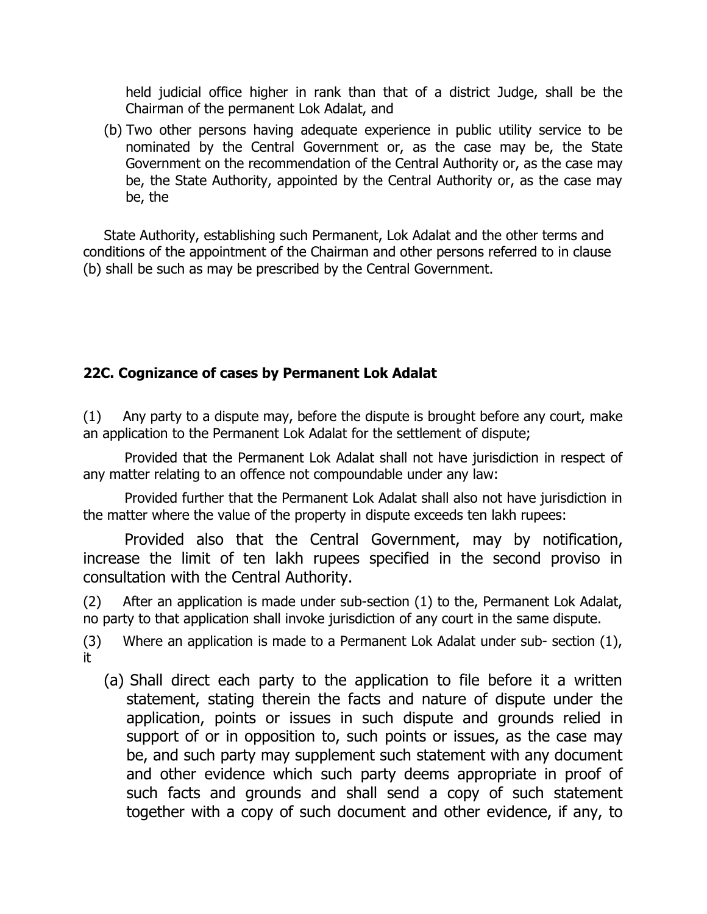held judicial office higher in rank than that of a district Judge, shall be the Chairman of the permanent Lok Adalat, and

(b) Two other persons having adequate experience in public utility service to be nominated by the Central Government or, as the case may be, the State Government on the recommendation of the Central Authority or, as the case may be, the State Authority, appointed by the Central Authority or, as the case may be, the

State Authority, establishing such Permanent, Lok Adalat and the other terms and conditions of the appointment of the Chairman and other persons referred to in clause (b) shall be such as may be prescribed by the Central Government.

### 22C. Cognizance of cases by Permanent Lok Adalat

(1) Any party to a dispute may, before the dispute is brought before any court, make an application to the Permanent Lok Adalat for the settlement of dispute;

Provided that the Permanent Lok Adalat shall not have jurisdiction in respect of any matter relating to an offence not compoundable under any law:

Provided further that the Permanent Lok Adalat shall also not have jurisdiction in the matter where the value of the property in dispute exceeds ten lakh rupees:

Provided also that the Central Government, may by notification, increase the limit of ten lakh rupees specified in the second proviso in consultation with the Central Authority.

(2) After an application is made under sub-section (1) to the, Permanent Lok Adalat, no party to that application shall invoke jurisdiction of any court in the same dispute.

(3) Where an application is made to a Permanent Lok Adalat under sub- section (1), it

(a) Shall direct each party to the application to file before it a written statement, stating therein the facts and nature of dispute under the application, points or issues in such dispute and grounds relied in support of or in opposition to, such points or issues, as the case may be, and such party may supplement such statement with any document and other evidence which such party deems appropriate in proof of such facts and grounds and shall send a copy of such statement together with a copy of such document and other evidence, if any, to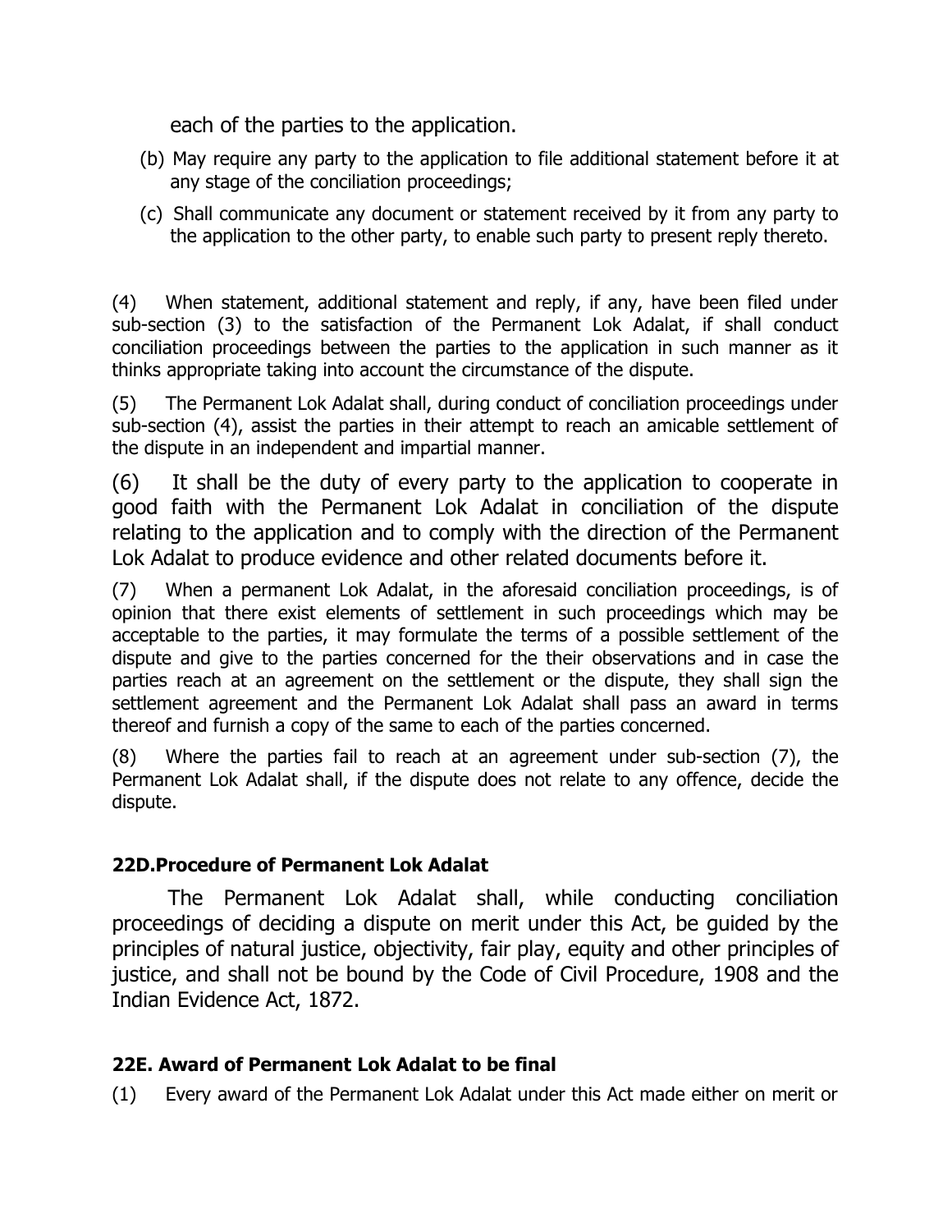each of the parties to the application.

(b) May require any party to the application to file additional statement before it at any stage of the conciliation proceedings;

(c) Shall communicate any document or statement received by it from any party to the application to the other party, to enable such party to present reply thereto.

(4) When statement, additional statement and reply, if any, have been filed under sub-section (3) to the satisfaction of the Permanent Lok Adalat, if shall conduct conciliation proceedings between the parties to the application in such manner as it thinks appropriate taking into account the circumstance of the dispute.

(5) The Permanent Lok Adalat shall, during conduct of conciliation proceedings under sub-section (4), assist the parties in their attempt to reach an amicable settlement of the dispute in an independent and impartial manner.

(6) It shall be the duty of every party to the application to cooperate in good faith with the Permanent Lok Adalat in conciliation of the dispute relating to the application and to comply with the direction of the Permanent Lok Adalat to produce evidence and other related documents before it.

(7) When a permanent Lok Adalat, in the aforesaid conciliation proceedings, is of opinion that there exist elements of settlement in such proceedings which may be acceptable to the parties, it may formulate the terms of a possible settlement of the dispute and give to the parties concerned for the their observations and in case the parties reach at an agreement on the settlement or the dispute, they shall sign the settlement agreement and the Permanent Lok Adalat shall pass an award in terms thereof and furnish a copy of the same to each of the parties concerned.

(8) Where the parties fail to reach at an agreement under sub-section (7), the Permanent Lok Adalat shall, if the dispute does not relate to any offence, decide the dispute.

**22D.Procedure of Permanent Lok Adalat**

The Permanent Lok Adalat shall, while conducting conciliation proceedings of deciding a dispute on merit under this Act, be guided by the principles of natural justice, objectivity, fair play, equity and other principles of justice, and shall not be bound by the Code of Civil Procedure, 1908 and the Indian Evidence Act, 1872.

**22E. Award of Permanent Lok Adalat to be final**

(1) Every award of the Permanent Lok Adalat under this Act made either on merit or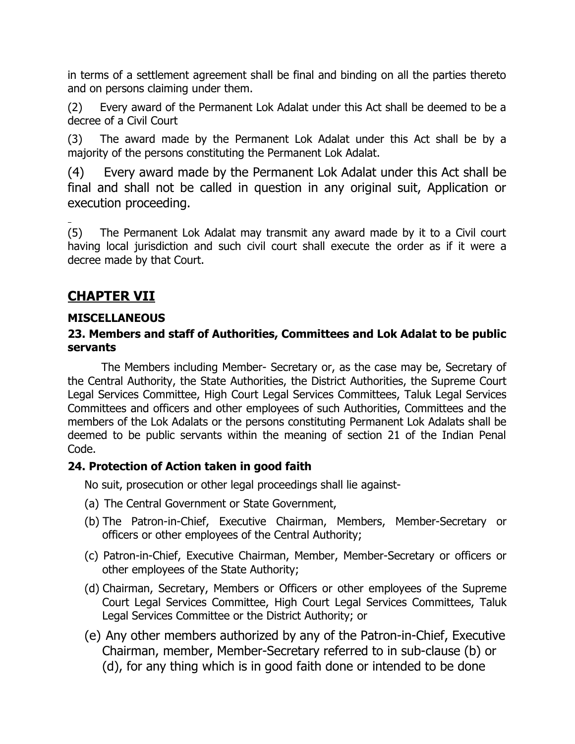in terms of a settlement agreement shall be final and binding on all the parties thereto and on persons claiming under them.

(2) Every award of the Permanent Lok Adalat under this Act shall be deemed to be a decree of a Civil Court

(3) The award made by the Permanent Lok Adalat under this Act shall be by a majority of the persons constituting the Permanent Lok Adalat.

(4) Every award made by the Permanent Lok Adalat under this Act shall be final and shall not be called in question in any original suit, Application or execution proceeding.

(5) The Permanent Lok Adalat may transmit any award made by it to a Civil court having local jurisdiction and such civil court shall execute the order as if it were a decree made by that Court.

## **CHAPTER VII**

### **MISCELLANEOUS**

### **23. Members and staff of Authorities, Committees and Lok Adalat to be public servants**

The Members including Member- Secretary or, as the case may be, Secretary of the Central Authority, the State Authorities, the District Authorities, the Supreme Court Legal Services Committee, High Court Legal Services Committees, Taluk Legal Services Committees and officers and other employees of such Authorities, Committees and the members of the Lok Adalats or the persons constituting Permanent Lok Adalats shall be deemed to be public servants within the meaning of section 21 of the Indian Penal Code.

### **24. Protection of Action taken in good faith**

No suit, prosecution or other legal proceedings shall lie against-

(a) The Central Government or State Government,

(b) The Patron-in-Chief, Executive Chairman, Members, Member-Secretary or officers or other employees of the Central Authority;

(c) Patron-in-Chief, Executive Chairman, Member, Member-Secretary or officers or other employees of the State Authority;

(d) Chairman, Secretary, Members or Officers or other employees of the Supreme Court Legal Services Committee, High Court Legal Services Committees, Taluk Legal Services Committee or the District Authority; or

(e) Any other members authorized by any of the Patron-in-Chief, Executive Chairman, member, Member-Secretary referred to in sub-clause (b) or (d), for any thing which is in good faith done or intended to be done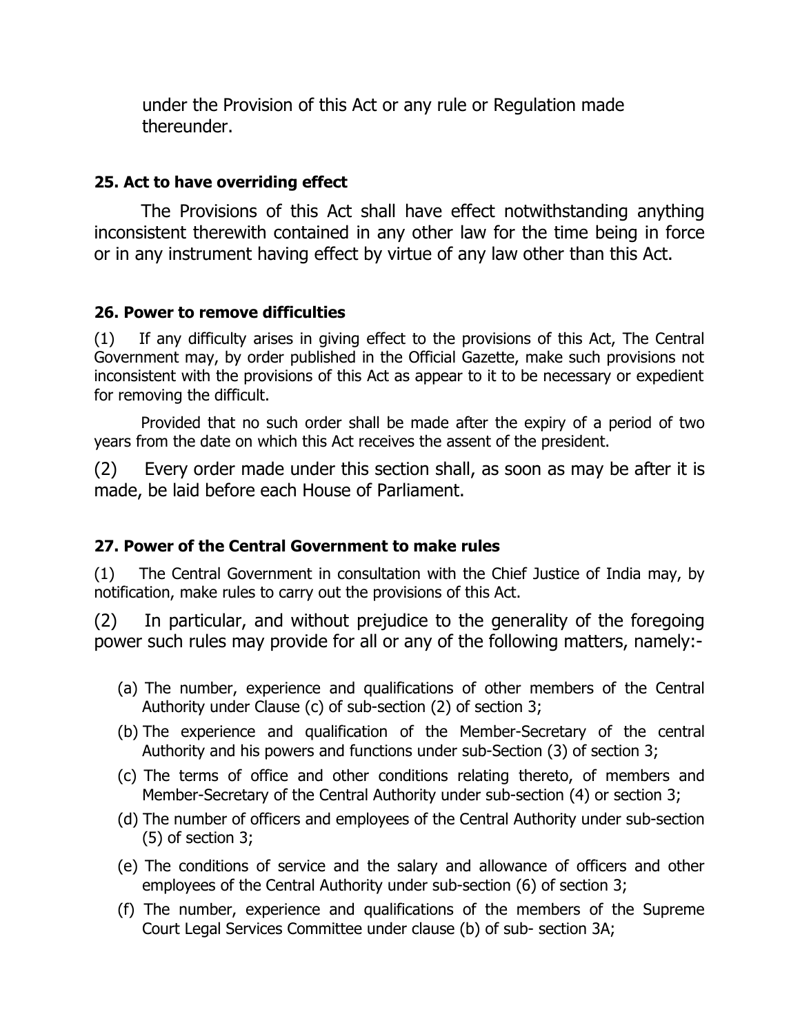under the Provision of this Act or any rule or Regulation made thereunder.

### 25. Act to have overriding effect

The Provisions of this Act shall have effect notwithstanding anything inconsistent therewith contained in any other law for the time being in force or in any instrument having effect by virtue of any law other than this Act.

### 26. Power to remove difficulties

(1) If any difficulty arises in giving effect to the provisions of this Act, The Central Government may, by order published in the Official Gazette, make such provisions not inconsistent with the provisions of this Act as appear to it to be necessary or expedient for removing the difficult.

Provided that no such order shall be made after the expiry of a period of two years from the date on which this Act receives the assent of the president.

(2) Every order made under this section shall, as soon as may be after it is made, be laid before each House of Parliament.

### 27. Power of the Central Government to make rules

(1) The Central Government in consultation with the Chief Justice of India may, by notification, make rules to carry out the provisions of this Act.

(2) In particular, and without prejudice to the generality of the foregoing power such rules may provide for all or any of the following matters, namely:-

(a) The number, experience and qualifications of other members of the Central Authority under Clause (c) of sub-section (2) of section 3;

(b) The experience and qualification of the Member-Secretary of the central Authority and his powers and functions under sub-Section (3) of section 3;

(c) The terms of office and other conditions relating thereto, of members and Member-Secretary of the Central Authority under sub-section (4) or section 3;

(d) The number of officers and employees of the Central Authority under sub-section (5) of section 3;

(e) The conditions of service and the salary and allowance of officers and other employees of the Central Authority under sub-section (6) of section 3;

(f) The number, experience and qualifications of the members of the Supreme Court Legal Services Committee under clause (b) of sub- section 3A;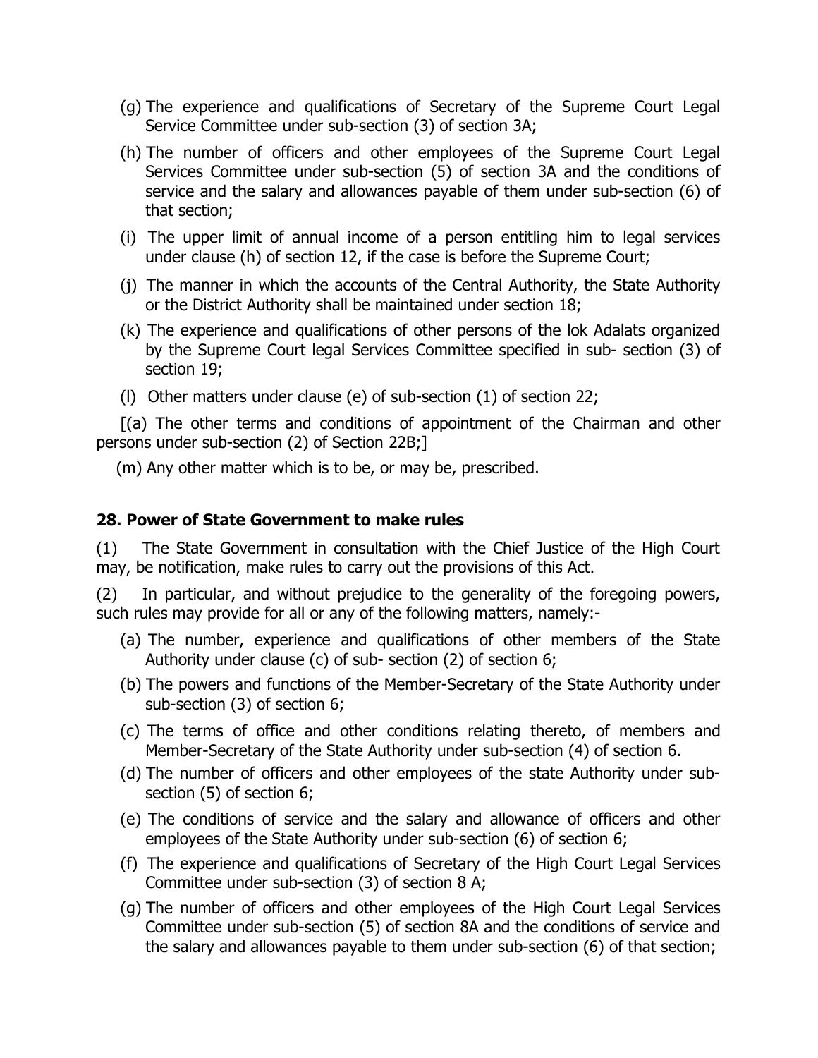(g) The experience and qualifications of Secretary of the Supreme Court Legal Service Committee under sub-section (3) of section 3A;

(h) The number of officers and other employees of the Supreme Court Legal Services Committee under sub-section (5) of section 3A and the conditions of service and the salary and allowances payable of them under sub-section (6) of that section;

(i) The upper limit of annual income of a person entitling him to legal services under clause (h) of section 12, if the case is before the Supreme Court;

(j) The manner in which the accounts of the Central Authority, the State Authority or the District Authority shall be maintained under section 18;

(k) The experience and qualifications of other persons of the lok Adalats organized by the Supreme Court legal Services Committee specified in sub- section (3) of section 19;

(l) Other matters under clause (e) of sub-section (1) of section 22;

[(a) The other terms and conditions of appointment of the Chairman and other persons under sub-section (2) of Section 22B;]

(m) Any other matter which is to be, or may be, prescribed.

### 28. Power of State Government to make rules

(1) The State Government in consultation with the Chief Justice of the High Court may, be notification, make rules to carry out the provisions of this Act.

(2) In particular, and without prejudice to the generality of the foregoing powers, such rules may provide for all or any of the following matters, namely:-

(a) The number, experience and qualifications of other members of the State Authority under clause (c) of sub- section (2) of section 6;

(b) The powers and functions of the Member-Secretary of the State Authority under sub-section (3) of section 6;

(c) The terms of office and other conditions relating thereto, of members and Member-Secretary of the State Authority under sub-section (4) of section 6.

(d) The number of officers and other employees of the state Authority under sub-section (5) of section 6;

(e) The conditions of service and the salary and allowance of officers and other employees of the State Authority under sub-section (6) of section 6;

(f) The experience and qualifications of Secretary of the High Court Legal Services Committee under sub-section (3) of section 8 A;

(g) The number of officers and other employees of the High Court Legal Services Committee under sub-section (5) of section 8A and the conditions of service and the salary and allowances payable to them under sub-section (6) of that section;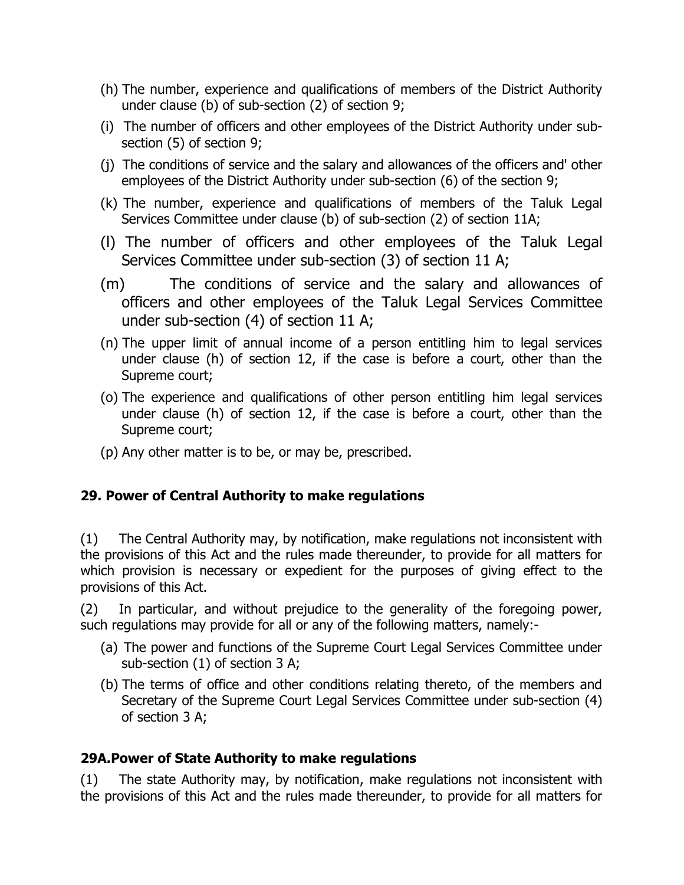(h) The number, experience and qualifications of members of the District Authority under clause (b) of sub-section (2) of section 9;

(i) The number of officers and other employees of the District Authority under sub-section (5) of section 9;

(j) The conditions of service and the salary and allowances of the officers and' other employees of the District Authority under sub-section (6) of the section 9;

(k) The number, experience and qualifications of members of the Taluk Legal Services Committee under clause (b) of sub-section (2) of section 11A;

(l) The number of officers and other employees of the Taluk Legal Services Committee under sub-section (3) of section 11 A;

(m) The conditions of service and the salary and allowances of officers and other employees of the Taluk Legal Services Committee under sub-section (4) of section 11 A;

(n) The upper limit of annual income of a person entitling him to legal services under clause (h) of section 12, if the case is before a court, other than the Supreme court;

(o) The experience and qualifications of other person entitling him legal services under clause (h) of section 12, if the case is before a court, other than the Supreme court;

(p) Any other matter is to be, or may be, prescribed.

**29. Power of Central Authority to make regulations**

(1) The Central Authority may, by notification, make regulations not inconsistent with the provisions of this Act and the rules made thereunder, to provide for all matters for which provision is necessary or expedient for the purposes of giving effect to the provisions of this Act.

(2) In particular, and without prejudice to the generality of the foregoing power, such regulations may provide for all or any of the following matters, namely:-

(a) The power and functions of the Supreme Court Legal Services Committee under sub-section (1) of section 3 A;

(b) The terms of office and other conditions relating thereto, of the members and Secretary of the Supreme Court Legal Services Committee under sub-section (4) of section 3 A;

**29A.Power of State Authority to make regulations**

(1) The state Authority may, by notification, make regulations not inconsistent with the provisions of this Act and the rules made thereunder, to provide for all matters for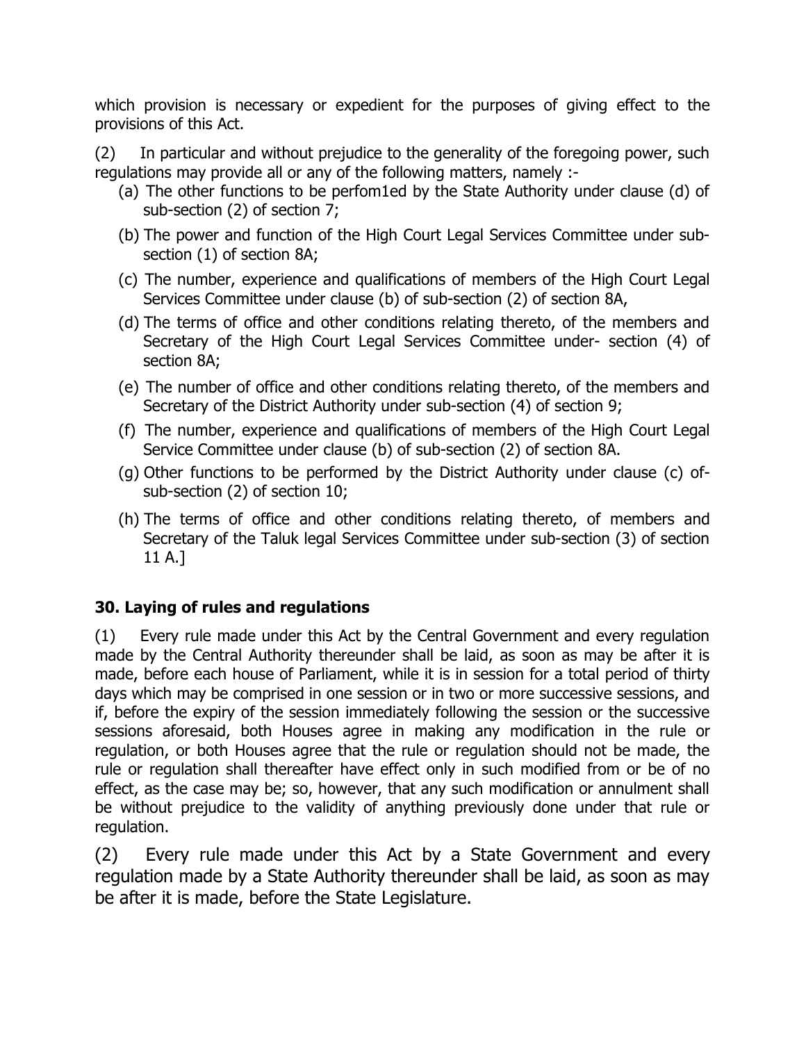which provision is necessary or expedient for the purposes of giving effect to the provisions of this Act.

(2) In particular and without prejudice to the generality of the foregoing power, such regulations may provide all or any of the following matters, namely :-

(a) The other functions to be perfom1ed by the State Authority under clause (d) of sub-section (2) of section 7;

(b) The power and function of the High Court Legal Services Committee under sub-section (1) of section 8A;

(c) The number, experience and qualifications of members of the High Court Legal Services Committee under clause (b) of sub-section (2) of section 8A,

(d) The terms of office and other conditions relating thereto, of the members and Secretary of the High Court Legal Services Committee under- section (4) of section 8A;

(e) The number of office and other conditions relating thereto, of the members and Secretary of the District Authority under sub-section (4) of section 9;

(f) The number, experience and qualifications of members of the High Court Legal Service Committee under clause (b) of sub-section (2) of section 8A.

(g) Other functions to be performed by the District Authority under clause (c) of-sub-section (2) of section 10;

(h) The terms of office and other conditions relating thereto, of members and Secretary of the Taluk legal Services Committee under sub-section (3) of section 11 A.]

### 30. Laying of rules and regulations

(1) Every rule made under this Act by the Central Government and every regulation made by the Central Authority thereunder shall be laid, as soon as may be after it is made, before each house of Parliament, while it is in session for a total period of thirty days which may be comprised in one session or in two or more successive sessions, and if, before the expiry of the session immediately following the session or the successive sessions aforesaid, both Houses agree in making any modification in the rule or regulation, or both Houses agree that the rule or regulation should not be made, the rule or regulation shall thereafter have effect only in such modified from or be of no effect, as the case may be; so, however, that any such modification or annulment shall be without prejudice to the validity of anything previously done under that rule or regulation.

(2) Every rule made under this Act by a State Government and every regulation made by a State Authority thereunder shall be laid, as soon as may be after it is made, before the State Legislature.